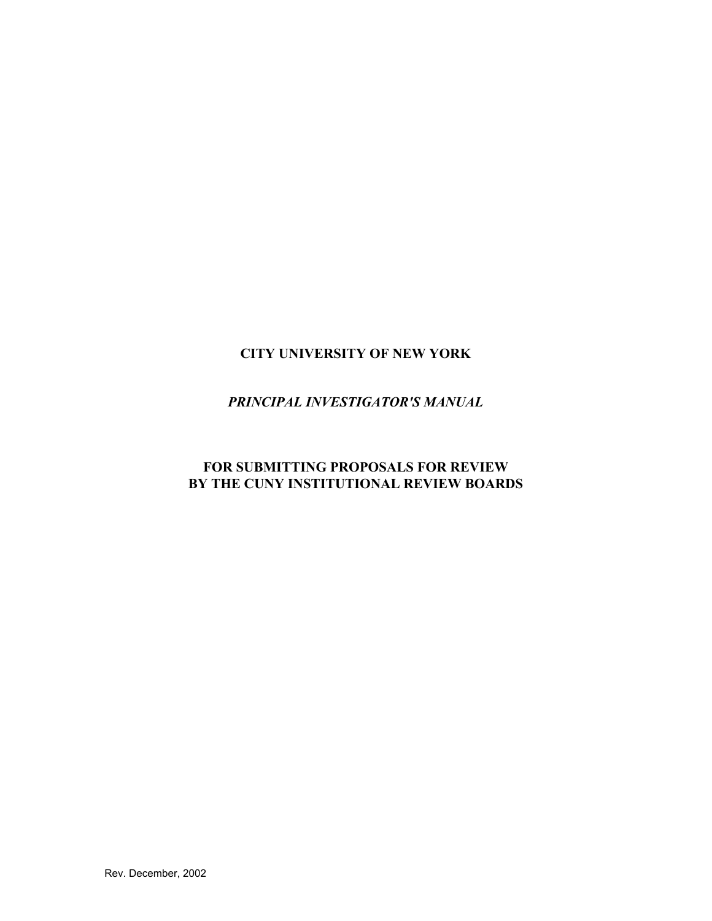# CITY UNIVERSITY OF NEW YORK

## *PRINCIPAL INVESTIGATOR'S MANUAL*

## FOR SUBMITTING PROPOSALS FOR REVIEW BY THE CUNY INSTITUTIONAL REVIEW BOARDS

Rev. December, 2002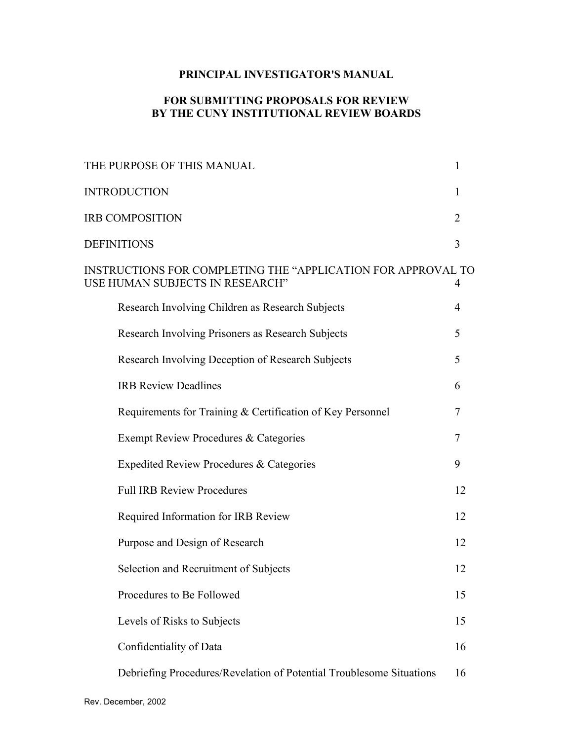**PRINCIPAL INVESTIGATOR'S MANUAL**

**FOR SUBMITTING PROPOSALS FOR REVIEW BY THE CUNY INSTITUTIONAL REVIEW BOARDS**

| | |
|---|---|
| THE PURPOSE OF THIS MANUAL | 1 |
| INTRODUCTION | 1 |
| IRB COMPOSITION | 2 |
| DEFINITIONS | 3 |
| INSTRUCTIONS FOR COMPLETING THE "APPLICATION FOR APPROVAL TO USE HUMAN SUBJECTS IN RESEARCH" | 4 |
| Research Involving Children as Research Subjects | 4 |
| Research Involving Prisoners as Research Subjects | 5 |
| Research Involving Deception of Research Subjects | 5 |
| IRB Review Deadlines | 6 |
| Requirements for Training & Certification of Key Personnel | 7 |
| Exempt Review Procedures & Categories | 7 |
| Expedited Review Procedures & Categories | 9 |
| Full IRB Review Procedures | 12 |
| Required Information for IRB Review | 12 |
| Purpose and Design of Research | 12 |
| Selection and Recruitment of Subjects | 12 |
| Procedures to Be Followed | 15 |
| Levels of Risks to Subjects | 15 |
| Confidentiality of Data | 16 |
| Debriefing Procedures/Revelation of Potential Troublesome Situations | 16 |

Rev. December, 2002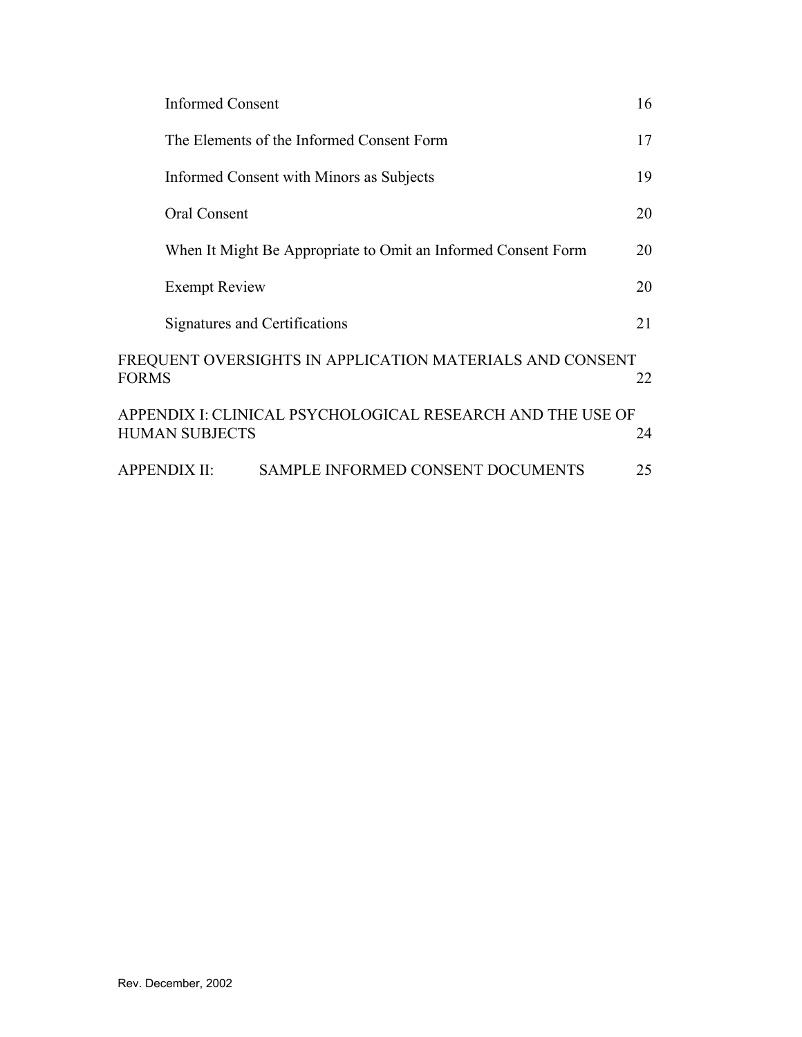Informed Consent 16

The Elements of the Informed Consent Form 17

Informed Consent with Minors as Subjects 19

Oral Consent 20

When It Might Be Appropriate to Omit an Informed Consent Form 20

Exempt Review 20

Signatures and Certifications 21

FREQUENT OVERSIGHTS IN APPLICATION MATERIALS AND CONSENT FORMS 22

APPENDIX I: CLINICAL PSYCHOLOGICAL RESEARCH AND THE USE OF HUMAN SUBJECTS 24

APPENDIX II: SAMPLE INFORMED CONSENT DOCUMENTS 25

Rev. December, 2002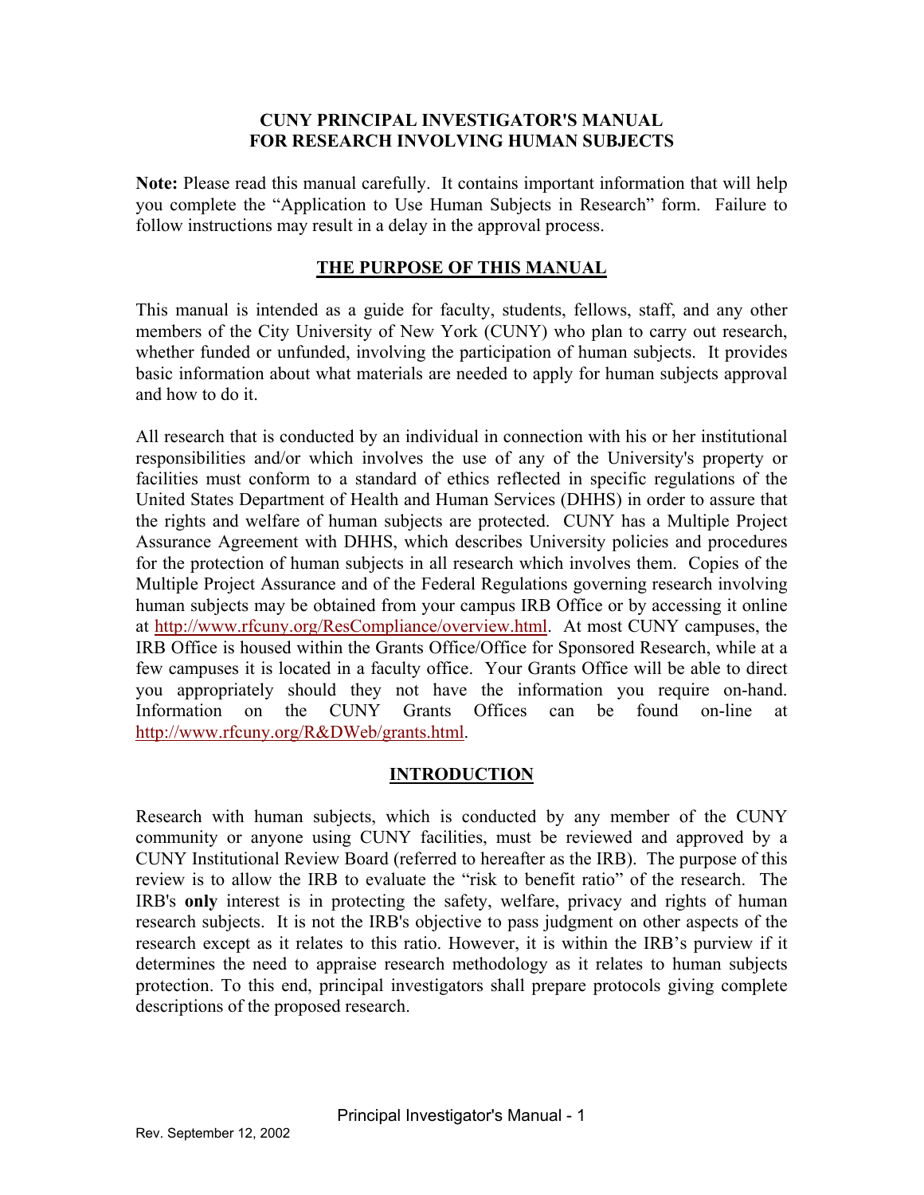# CUNY PRINCIPAL INVESTIGATOR'S MANUAL FOR RESEARCH INVOLVING HUMAN SUBJECTS

**Note:** Please read this manual carefully. It contains important information that will help you complete the "Application to Use Human Subjects in Research" form. Failure to follow instructions may result in a delay in the approval process.

## THE PURPOSE OF THIS MANUAL

This manual is intended as a guide for faculty, students, fellows, staff, and any other members of the City University of New York (CUNY) who plan to carry out research, whether funded or unfunded, involving the participation of human subjects. It provides basic information about what materials are needed to apply for human subjects approval and how to do it.

All research that is conducted by an individual in connection with his or her institutional responsibilities and/or which involves the use of any of the University's property or facilities must conform to a standard of ethics reflected in specific regulations of the United States Department of Health and Human Services (DHHS) in order to assure that the rights and welfare of human subjects are protected. CUNY has a Multiple Project Assurance Agreement with DHHS, which describes University policies and procedures for the protection of human subjects in all research which involves them. Copies of the Multiple Project Assurance and of the Federal Regulations governing research involving human subjects may be obtained from your campus IRB Office or by accessing it online at http://www.rfcuny.org/ResCompliance/overview.html. At most CUNY campuses, the IRB Office is housed within the Grants Office/Office for Sponsored Research, while at a few campuses it is located in a faculty office. Your Grants Office will be able to direct you appropriately should they not have the information you require on-hand. Information on the CUNY Grants Offices can be found on-line at http://www.rfcuny.org/R&DWeb/grants.html.

## INTRODUCTION

Research with human subjects, which is conducted by any member of the CUNY community or anyone using CUNY facilities, must be reviewed and approved by a CUNY Institutional Review Board (referred to hereafter as the IRB). The purpose of this review is to allow the IRB to evaluate the "risk to benefit ratio" of the research. The IRB's **only** interest is in protecting the safety, welfare, privacy and rights of human research subjects. It is not the IRB's objective to pass judgment on other aspects of the research except as it relates to this ratio. However, it is within the IRB's purview if it determines the need to appraise research methodology as it relates to human subjects protection. To this end, principal investigators shall prepare protocols giving complete descriptions of the proposed research.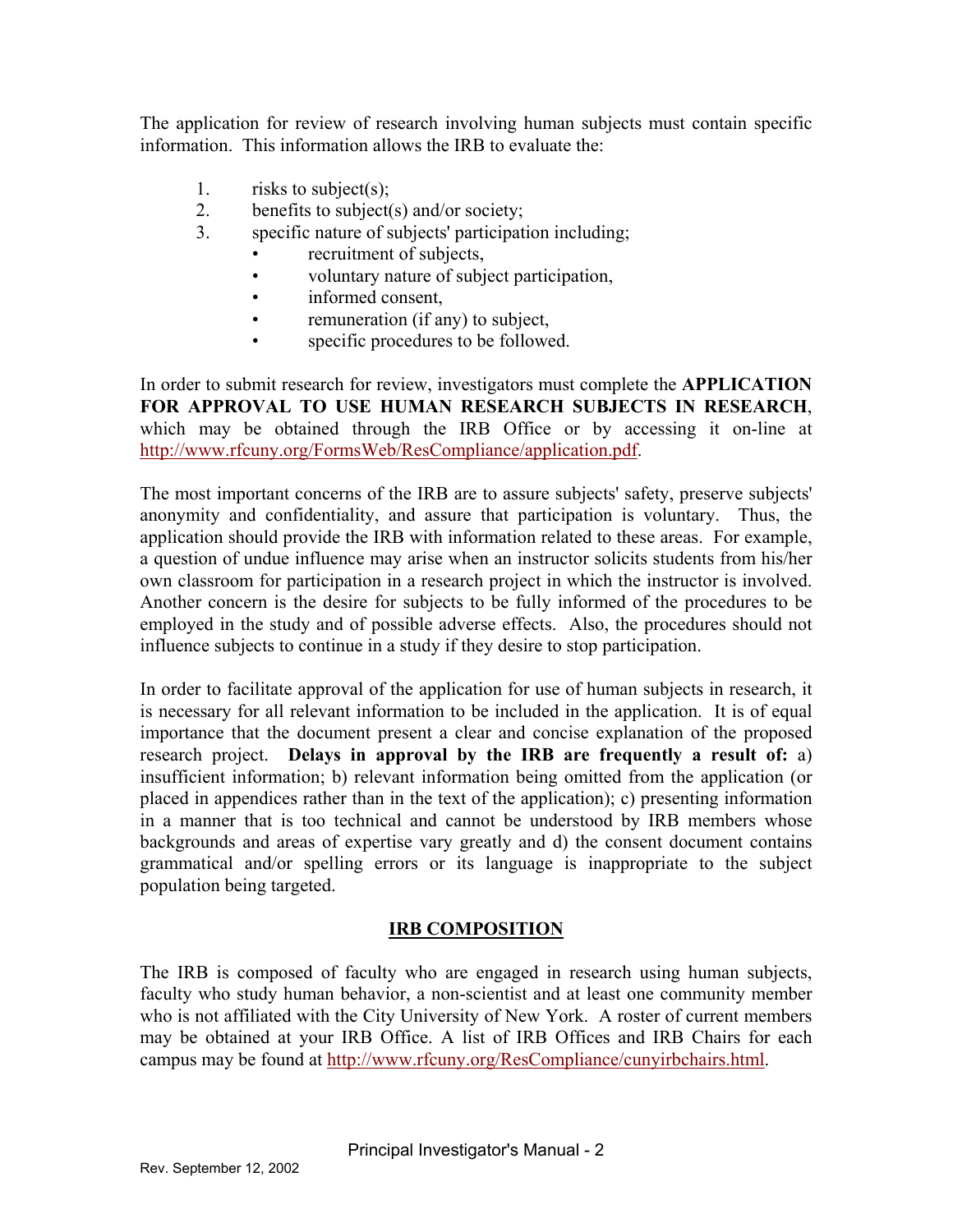The application for review of research involving human subjects must contain specific information. This information allows the IRB to evaluate the:

1. risks to subject(s);
2. benefits to subject(s) and/or society;
3. specific nature of subjects' participation including;
   - recruitment of subjects,
   - voluntary nature of subject participation,
   - informed consent,
   - remuneration (if any) to subject,
   - specific procedures to be followed.

In order to submit research for review, investigators must complete the **APPLICATION FOR APPROVAL TO USE HUMAN RESEARCH SUBJECTS IN RESEARCH**, which may be obtained through the IRB Office or by accessing it on-line at http://www.rfcuny.org/FormsWeb/ResCompliance/application.pdf.

The most important concerns of the IRB are to assure subjects' safety, preserve subjects' anonymity and confidentiality, and assure that participation is voluntary. Thus, the application should provide the IRB with information related to these areas. For example, a question of undue influence may arise when an instructor solicits students from his/her own classroom for participation in a research project in which the instructor is involved. Another concern is the desire for subjects to be fully informed of the procedures to be employed in the study and of possible adverse effects. Also, the procedures should not influence subjects to continue in a study if they desire to stop participation.

In order to facilitate approval of the application for use of human subjects in research, it is necessary for all relevant information to be included in the application. It is of equal importance that the document present a clear and concise explanation of the proposed research project. **Delays in approval by the IRB are frequently a result of:** a) insufficient information; b) relevant information being omitted from the application (or placed in appendices rather than in the text of the application); c) presenting information in a manner that is too technical and cannot be understood by IRB members whose backgrounds and areas of expertise vary greatly and d) the consent document contains grammatical and/or spelling errors or its language is inappropriate to the subject population being targeted.

## IRB COMPOSITION

The IRB is composed of faculty who are engaged in research using human subjects, faculty who study human behavior, a non-scientist and at least one community member who is not affiliated with the City University of New York. A roster of current members may be obtained at your IRB Office. A list of IRB Offices and IRB Chairs for each campus may be found at http://www.rfcuny.org/ResCompliance/cunyirbchairs.html.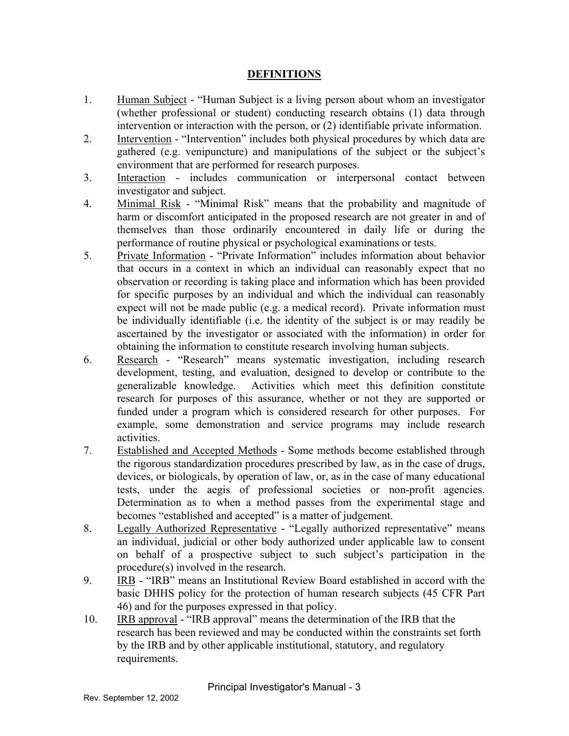## DEFINITIONS

1. Human Subject - "Human Subject is a living person about whom an investigator (whether professional or student) conducting research obtains (1) data through intervention or interaction with the person, or (2) identifiable private information.
2. Intervention - "Intervention" includes both physical procedures by which data are gathered (e.g. venipuncture) and manipulations of the subject or the subject's environment that are performed for research purposes.
3. Interaction - includes communication or interpersonal contact between investigator and subject.
4. Minimal Risk - "Minimal Risk" means that the probability and magnitude of harm or discomfort anticipated in the proposed research are not greater in and of themselves than those ordinarily encountered in daily life or during the performance of routine physical or psychological examinations or tests.
5. Private Information - "Private Information" includes information about behavior that occurs in a context in which an individual can reasonably expect that no observation or recording is taking place and information which has been provided for specific purposes by an individual and which the individual can reasonably expect will not be made public (e.g. a medical record). Private information must be individually identifiable (i.e. the identity of the subject is or may readily be ascertained by the investigator or associated with the information) in order for obtaining the information to constitute research involving human subjects.
6. Research - "Research" means systematic investigation, including research development, testing, and evaluation, designed to develop or contribute to the generalizable knowledge. Activities which meet this definition constitute research for purposes of this assurance, whether or not they are supported or funded under a program which is considered research for other purposes. For example, some demonstration and service programs may include research activities.
7. Established and Accepted Methods - Some methods become established through the rigorous standardization procedures prescribed by law, as in the case of drugs, devices, or biologicals, by operation of law, or, as in the case of many educational tests, under the aegis of professional societies or non-profit agencies. Determination as to when a method passes from the experimental stage and becomes "established and accepted" is a matter of judgement.
8. Legally Authorized Representative - "Legally authorized representative" means an individual, judicial or other body authorized under applicable law to consent on behalf of a prospective subject to such subject's participation in the procedure(s) involved in the research.
9. IRB - "IRB" means an Institutional Review Board established in accord with the basic DHHS policy for the protection of human research subjects (45 CFR Part 46) and for the purposes expressed in that policy.
10. IRB approval - "IRB approval" means the determination of the IRB that the research has been reviewed and may be conducted within the constraints set forth by the IRB and by other applicable institutional, statutory, and regulatory requirements.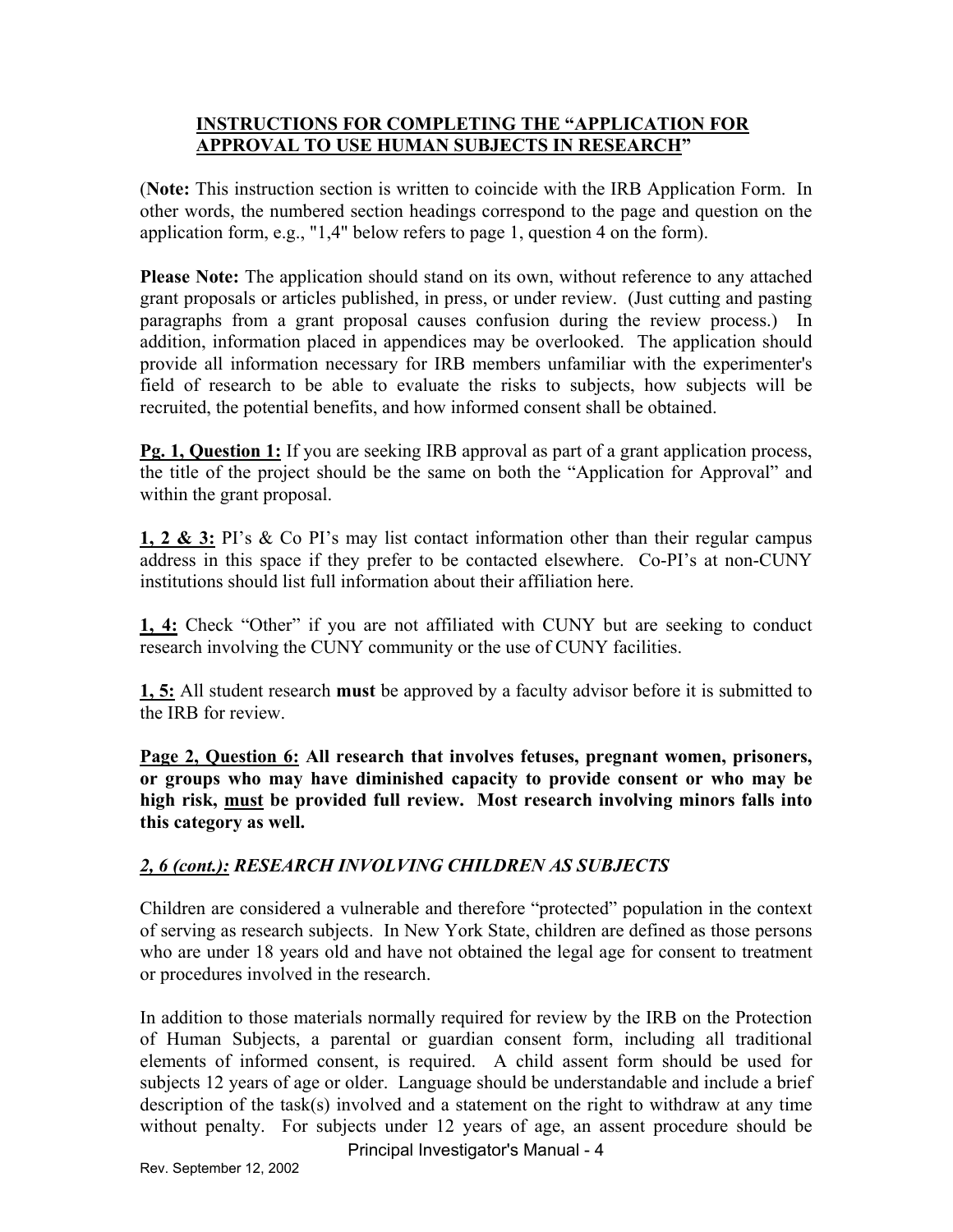## INSTRUCTIONS FOR COMPLETING THE "APPLICATION FOR APPROVAL TO USE HUMAN SUBJECTS IN RESEARCH"

(**Note:** This instruction section is written to coincide with the IRB Application Form. In other words, the numbered section headings correspond to the page and question on the application form, e.g., "1,4" below refers to page 1, question 4 on the form).

**Please Note:** The application should stand on its own, without reference to any attached grant proposals or articles published, in press, or under review. (Just cutting and pasting paragraphs from a grant proposal causes confusion during the review process.) In addition, information placed in appendices may be overlooked. The application should provide all information necessary for IRB members unfamiliar with the experimenter's field of research to be able to evaluate the risks to subjects, how subjects will be recruited, the potential benefits, and how informed consent shall be obtained.

**Pg. 1, Question 1:** If you are seeking IRB approval as part of a grant application process, the title of the project should be the same on both the "Application for Approval" and within the grant proposal.

**1, 2 & 3:** PI's & Co PI's may list contact information other than their regular campus address in this space if they prefer to be contacted elsewhere. Co-PI's at non-CUNY institutions should list full information about their affiliation here.

**1, 4:** Check "Other" if you are not affiliated with CUNY but are seeking to conduct research involving the CUNY community or the use of CUNY facilities.

**1, 5:** All student research **must** be approved by a faculty advisor before it is submitted to the IRB for review.

**Page 2, Question 6: All research that involves fetuses, pregnant women, prisoners, or groups who may have diminished capacity to provide consent or who may be high risk, must be provided full review. Most research involving minors falls into this category as well.**

***2, 6 (cont.): RESEARCH INVOLVING CHILDREN AS SUBJECTS***

Children are considered a vulnerable and therefore "protected" population in the context of serving as research subjects. In New York State, children are defined as those persons who are under 18 years old and have not obtained the legal age for consent to treatment or procedures involved in the research.

In addition to those materials normally required for review by the IRB on the Protection of Human Subjects, a parental or guardian consent form, including all traditional elements of informed consent, is required. A child assent form should be used for subjects 12 years of age or older. Language should be understandable and include a brief description of the task(s) involved and a statement on the right to withdraw at any time without penalty. For subjects under 12 years of age, an assent procedure should be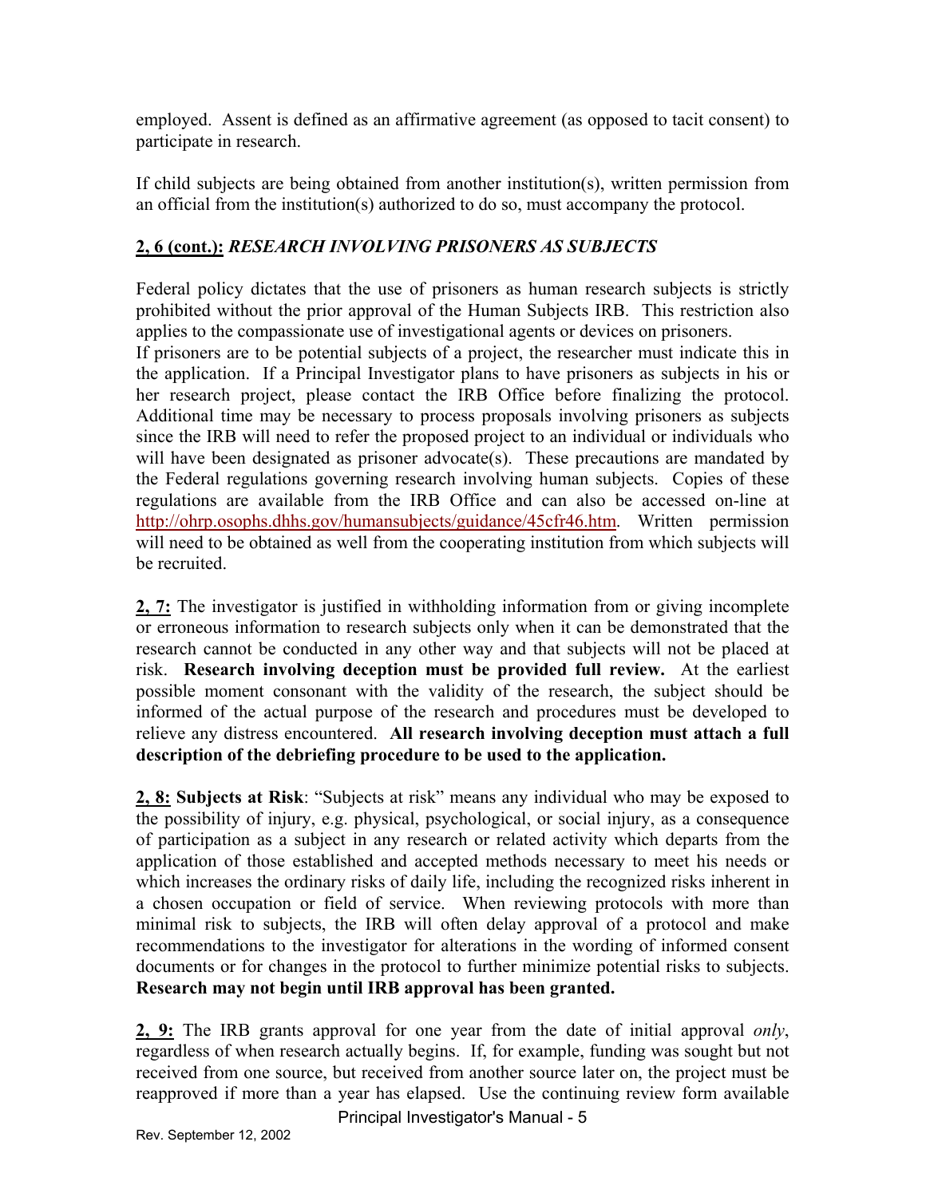employed. Assent is defined as an affirmative agreement (as opposed to tacit consent) to participate in research.

If child subjects are being obtained from another institution(s), written permission from an official from the institution(s) authorized to do so, must accompany the protocol.

**2, 6 (cont.):** ***RESEARCH INVOLVING PRISONERS AS SUBJECTS***

Federal policy dictates that the use of prisoners as human research subjects is strictly prohibited without the prior approval of the Human Subjects IRB. This restriction also applies to the compassionate use of investigational agents or devices on prisoners.

If prisoners are to be potential subjects of a project, the researcher must indicate this in the application. If a Principal Investigator plans to have prisoners as subjects in his or her research project, please contact the IRB Office before finalizing the protocol. Additional time may be necessary to process proposals involving prisoners as subjects since the IRB will need to refer the proposed project to an individual or individuals who will have been designated as prisoner advocate(s). These precautions are mandated by the Federal regulations governing research involving human subjects. Copies of these regulations are available from the IRB Office and can also be accessed on-line at http://ohrp.osophs.dhhs.gov/humansubjects/guidance/45cfr46.htm. Written permission will need to be obtained as well from the cooperating institution from which subjects will be recruited.

**2, 7:** The investigator is justified in withholding information from or giving incomplete or erroneous information to research subjects only when it can be demonstrated that the research cannot be conducted in any other way and that subjects will not be placed at risk. **Research involving deception must be provided full review.** At the earliest possible moment consonant with the validity of the research, the subject should be informed of the actual purpose of the research and procedures must be developed to relieve any distress encountered. **All research involving deception must attach a full description of the debriefing procedure to be used to the application.**

**2, 8: Subjects at Risk**: "Subjects at risk" means any individual who may be exposed to the possibility of injury, e.g. physical, psychological, or social injury, as a consequence of participation as a subject in any research or related activity which departs from the application of those established and accepted methods necessary to meet his needs or which increases the ordinary risks of daily life, including the recognized risks inherent in a chosen occupation or field of service. When reviewing protocols with more than minimal risk to subjects, the IRB will often delay approval of a protocol and make recommendations to the investigator for alterations in the wording of informed consent documents or for changes in the protocol to further minimize potential risks to subjects. **Research may not begin until IRB approval has been granted.**

**2, 9:** The IRB grants approval for one year from the date of initial approval *only*, regardless of when research actually begins. If, for example, funding was sought but not received from one source, but received from another source later on, the project must be reapproved if more than a year has elapsed. Use the continuing review form available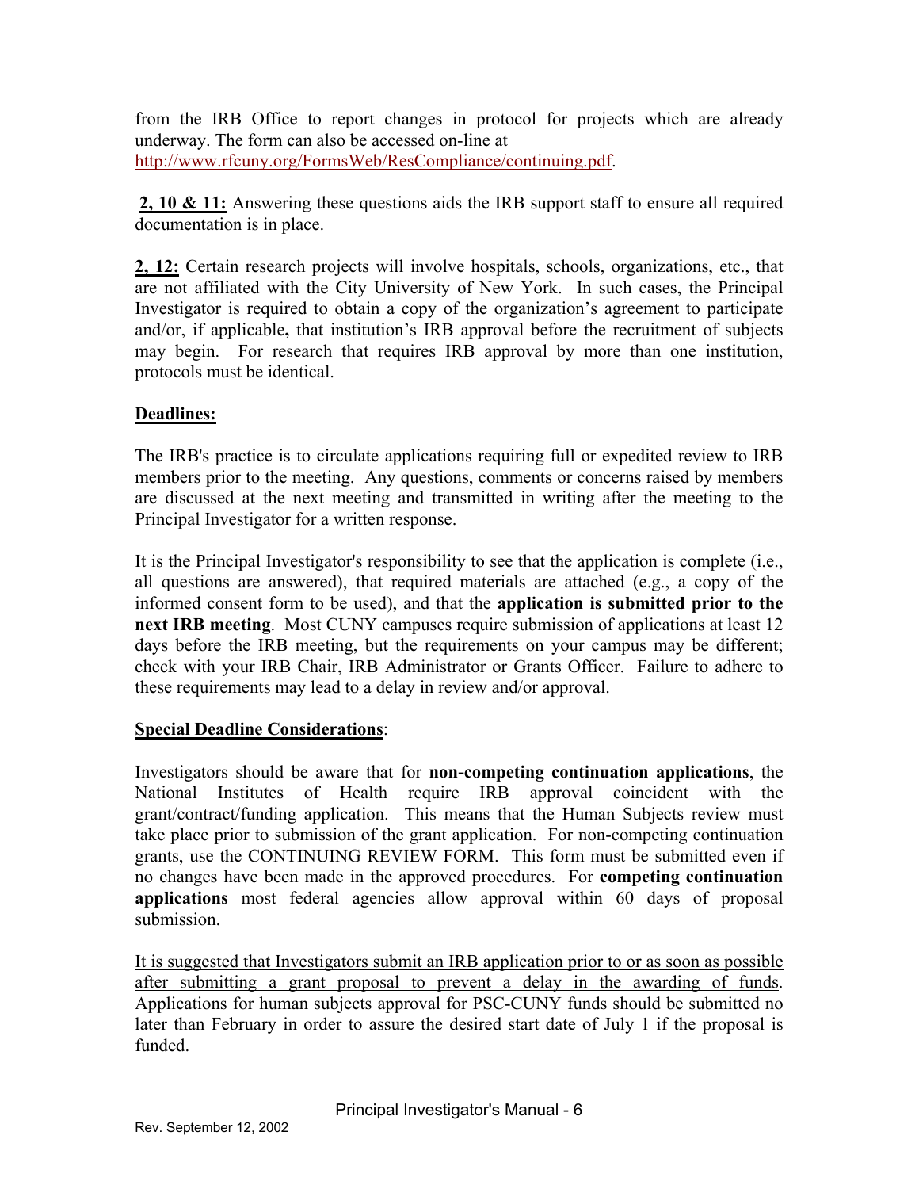from the IRB Office to report changes in protocol for projects which are already underway. The form can also be accessed on-line at http://www.rfcuny.org/FormsWeb/ResCompliance/continuing.pdf.

**2, 10 & 11:** Answering these questions aids the IRB support staff to ensure all required documentation is in place.

**2, 12:** Certain research projects will involve hospitals, schools, organizations, etc., that are not affiliated with the City University of New York. In such cases, the Principal Investigator is required to obtain a copy of the organization's agreement to participate and/or, if applicable**,** that institution's IRB approval before the recruitment of subjects may begin. For research that requires IRB approval by more than one institution, protocols must be identical.

**Deadlines:**

The IRB's practice is to circulate applications requiring full or expedited review to IRB members prior to the meeting. Any questions, comments or concerns raised by members are discussed at the next meeting and transmitted in writing after the meeting to the Principal Investigator for a written response.

It is the Principal Investigator's responsibility to see that the application is complete (i.e., all questions are answered), that required materials are attached (e.g., a copy of the informed consent form to be used), and that the **application is submitted prior to the next IRB meeting**. Most CUNY campuses require submission of applications at least 12 days before the IRB meeting, but the requirements on your campus may be different; check with your IRB Chair, IRB Administrator or Grants Officer. Failure to adhere to these requirements may lead to a delay in review and/or approval.

**Special Deadline Considerations**:

Investigators should be aware that for **non-competing continuation applications**, the National Institutes of Health require IRB approval coincident with the grant/contract/funding application. This means that the Human Subjects review must take place prior to submission of the grant application. For non-competing continuation grants, use the CONTINUING REVIEW FORM. This form must be submitted even if no changes have been made in the approved procedures. For **competing continuation applications** most federal agencies allow approval within 60 days of proposal submission.

It is suggested that Investigators submit an IRB application prior to or as soon as possible after submitting a grant proposal to prevent a delay in the awarding of funds. Applications for human subjects approval for PSC-CUNY funds should be submitted no later than February in order to assure the desired start date of July 1 if the proposal is funded.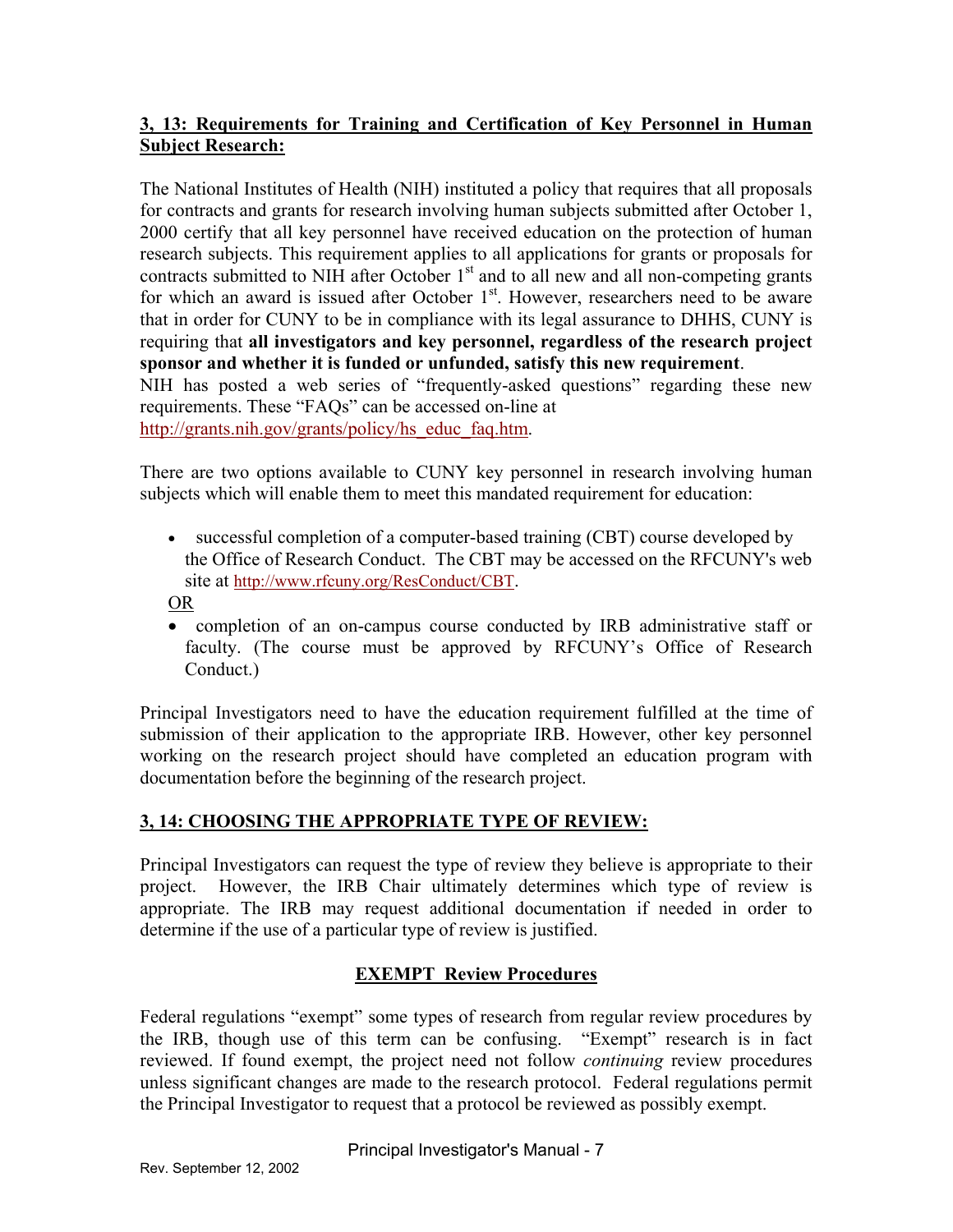## 3, 13: Requirements for Training and Certification of Key Personnel in Human Subject Research:

The National Institutes of Health (NIH) instituted a policy that requires that all proposals for contracts and grants for research involving human subjects submitted after October 1, 2000 certify that all key personnel have received education on the protection of human research subjects. This requirement applies to all applications for grants or proposals for contracts submitted to NIH after October 1st and to all new and all non-competing grants for which an award is issued after October 1st. However, researchers need to be aware that in order for CUNY to be in compliance with its legal assurance to DHHS, CUNY is requiring that **all investigators and key personnel, regardless of the research project sponsor and whether it is funded or unfunded, satisfy this new requirement**.
NIH has posted a web series of "frequently-asked questions" regarding these new requirements. These "FAQs" can be accessed on-line at http://grants.nih.gov/grants/policy/hs_educ_faq.htm.

There are two options available to CUNY key personnel in research involving human subjects which will enable them to meet this mandated requirement for education:

- successful completion of a computer-based training (CBT) course developed by the Office of Research Conduct. The CBT may be accessed on the RFCUNY's web site at http://www.rfcuny.org/ResConduct/CBT.

OR

- completion of an on-campus course conducted by IRB administrative staff or faculty. (The course must be approved by RFCUNY's Office of Research Conduct.)

Principal Investigators need to have the education requirement fulfilled at the time of submission of their application to the appropriate IRB. However, other key personnel working on the research project should have completed an education program with documentation before the beginning of the research project.

## 3, 14: CHOOSING THE APPROPRIATE TYPE OF REVIEW:

Principal Investigators can request the type of review they believe is appropriate to their project. However, the IRB Chair ultimately determines which type of review is appropriate. The IRB may request additional documentation if needed in order to determine if the use of a particular type of review is justified.

### EXEMPT Review Procedures

Federal regulations "exempt" some types of research from regular review procedures by the IRB, though use of this term can be confusing. "Exempt" research is in fact reviewed. If found exempt, the project need not follow *continuing* review procedures unless significant changes are made to the research protocol. Federal regulations permit the Principal Investigator to request that a protocol be reviewed as possibly exempt.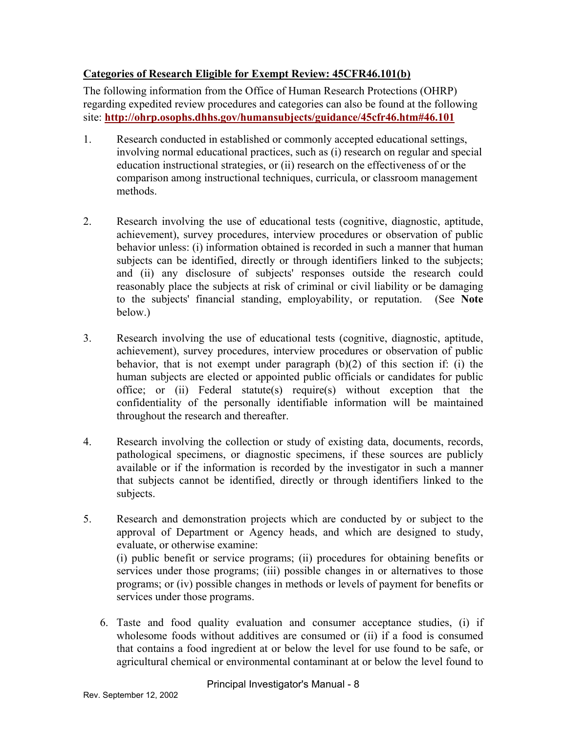**Categories of Research Eligible for Exempt Review: 45CFR46.101(b)**

The following information from the Office of Human Research Protections (OHRP) regarding expedited review procedures and categories can also be found at the following site: **http://ohrp.osophs.dhhs.gov/humansubjects/guidance/45cfr46.htm#46.101**

1. Research conducted in established or commonly accepted educational settings, involving normal educational practices, such as (i) research on regular and special education instructional strategies, or (ii) research on the effectiveness of or the comparison among instructional techniques, curricula, or classroom management methods.

2. Research involving the use of educational tests (cognitive, diagnostic, aptitude, achievement), survey procedures, interview procedures or observation of public behavior unless: (i) information obtained is recorded in such a manner that human subjects can be identified, directly or through identifiers linked to the subjects; and (ii) any disclosure of subjects' responses outside the research could reasonably place the subjects at risk of criminal or civil liability or be damaging to the subjects' financial standing, employability, or reputation. (See **Note** below.)

3. Research involving the use of educational tests (cognitive, diagnostic, aptitude, achievement), survey procedures, interview procedures or observation of public behavior, that is not exempt under paragraph (b)(2) of this section if: (i) the human subjects are elected or appointed public officials or candidates for public office; or (ii) Federal statute(s) require(s) without exception that the confidentiality of the personally identifiable information will be maintained throughout the research and thereafter.

4. Research involving the collection or study of existing data, documents, records, pathological specimens, or diagnostic specimens, if these sources are publicly available or if the information is recorded by the investigator in such a manner that subjects cannot be identified, directly or through identifiers linked to the subjects.

5. Research and demonstration projects which are conducted by or subject to the approval of Department or Agency heads, and which are designed to study, evaluate, or otherwise examine:
   (i) public benefit or service programs; (ii) procedures for obtaining benefits or services under those programs; (iii) possible changes in or alternatives to those programs; or (iv) possible changes in methods or levels of payment for benefits or services under those programs.

6. Taste and food quality evaluation and consumer acceptance studies, (i) if wholesome foods without additives are consumed or (ii) if a food is consumed that contains a food ingredient at or below the level for use found to be safe, or agricultural chemical or environmental contaminant at or below the level found to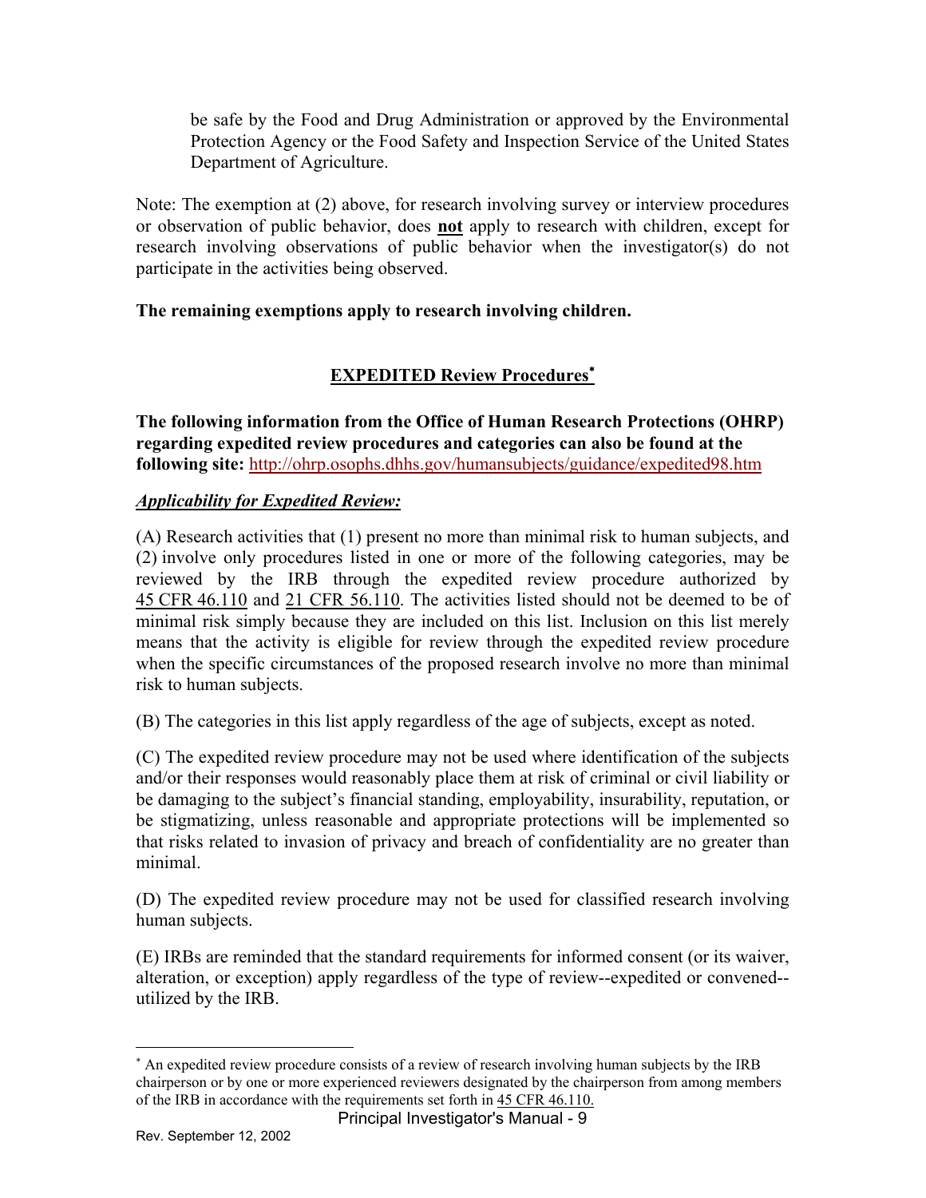be safe by the Food and Drug Administration or approved by the Environmental Protection Agency or the Food Safety and Inspection Service of the United States Department of Agriculture.

Note: The exemption at (2) above, for research involving survey or interview procedures or observation of public behavior, does **not** apply to research with children, except for research involving observations of public behavior when the investigator(s) do not participate in the activities being observed.

**The remaining exemptions apply to research involving children.**

## EXPEDITED Review Procedures*

**The following information from the Office of Human Research Protections (OHRP) regarding expedited review procedures and categories can also be found at the following site:** http://ohrp.osophs.dhhs.gov/humansubjects/guidance/expedited98.htm

***Applicability for Expedited Review:***

(A) Research activities that (1) present no more than minimal risk to human subjects, and (2) involve only procedures listed in one or more of the following categories, may be reviewed by the IRB through the expedited review procedure authorized by 45 CFR 46.110 and 21 CFR 56.110. The activities listed should not be deemed to be of minimal risk simply because they are included on this list. Inclusion on this list merely means that the activity is eligible for review through the expedited review procedure when the specific circumstances of the proposed research involve no more than minimal risk to human subjects.

(B) The categories in this list apply regardless of the age of subjects, except as noted.

(C) The expedited review procedure may not be used where identification of the subjects and/or their responses would reasonably place them at risk of criminal or civil liability or be damaging to the subject's financial standing, employability, insurability, reputation, or be stigmatizing, unless reasonable and appropriate protections will be implemented so that risks related to invasion of privacy and breach of confidentiality are no greater than minimal.

(D) The expedited review procedure may not be used for classified research involving human subjects.

(E) IRBs are reminded that the standard requirements for informed consent (or its waiver, alteration, or exception) apply regardless of the type of review--expedited or convened--utilized by the IRB.

---

* An expedited review procedure consists of a review of research involving human subjects by the IRB chairperson or by one or more experienced reviewers designated by the chairperson from among members of the IRB in accordance with the requirements set forth in 45 CFR 46.110.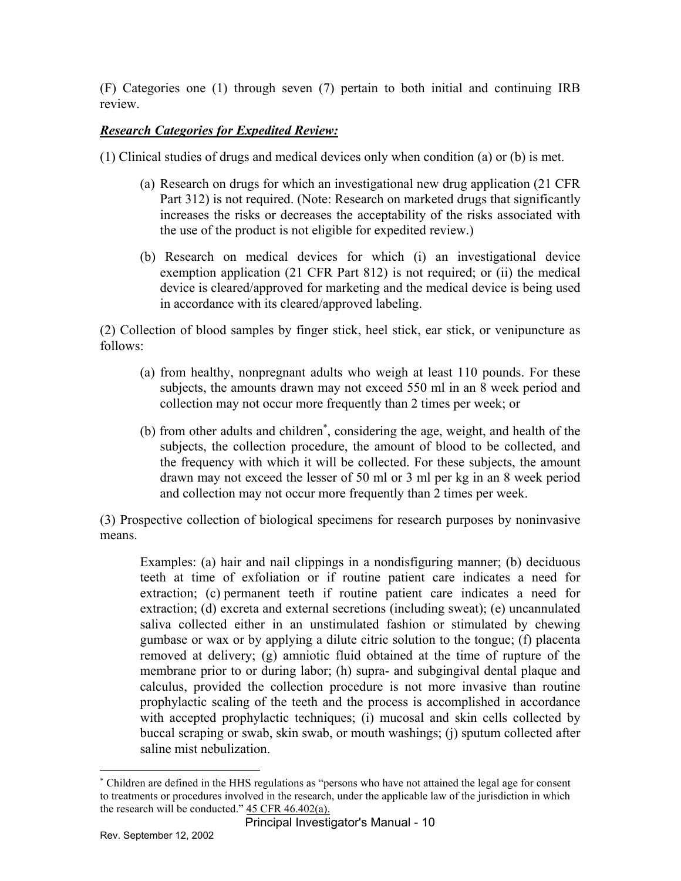(F) Categories one (1) through seven (7) pertain to both initial and continuing IRB review.

***Research Categories for Expedited Review:***

(1) Clinical studies of drugs and medical devices only when condition (a) or (b) is met.

> (a) Research on drugs for which an investigational new drug application (21 CFR Part 312) is not required. (Note: Research on marketed drugs that significantly increases the risks or decreases the acceptability of the risks associated with the use of the product is not eligible for expedited review.)
>
> (b) Research on medical devices for which (i) an investigational device exemption application (21 CFR Part 812) is not required; or (ii) the medical device is cleared/approved for marketing and the medical device is being used in accordance with its cleared/approved labeling.

(2) Collection of blood samples by finger stick, heel stick, ear stick, or venipuncture as follows:

> (a) from healthy, nonpregnant adults who weigh at least 110 pounds. For these subjects, the amounts drawn may not exceed 550 ml in an 8 week period and collection may not occur more frequently than 2 times per week; or
>
> (b) from other adults and children[*], considering the age, weight, and health of the subjects, the collection procedure, the amount of blood to be collected, and the frequency with which it will be collected. For these subjects, the amount drawn may not exceed the lesser of 50 ml or 3 ml per kg in an 8 week period and collection may not occur more frequently than 2 times per week.

(3) Prospective collection of biological specimens for research purposes by noninvasive means.

> Examples: (a) hair and nail clippings in a nondisfiguring manner; (b) deciduous teeth at time of exfoliation or if routine patient care indicates a need for extraction; (c) permanent teeth if routine patient care indicates a need for extraction; (d) excreta and external secretions (including sweat); (e) uncannulated saliva collected either in an unstimulated fashion or stimulated by chewing gumbase or wax or by applying a dilute citric solution to the tongue; (f) placenta removed at delivery; (g) amniotic fluid obtained at the time of rupture of the membrane prior to or during labor; (h) supra- and subgingival dental plaque and calculus, provided the collection procedure is not more invasive than routine prophylactic scaling of the teeth and the process is accomplished in accordance with accepted prophylactic techniques; (i) mucosal and skin cells collected by buccal scraping or swab, skin swab, or mouth washings; (j) sputum collected after saline mist nebulization.

---

[*] Children are defined in the HHS regulations as "persons who have not attained the legal age for consent to treatments or procedures involved in the research, under the applicable law of the jurisdiction in which the research will be conducted." 45 CFR 46.402(a).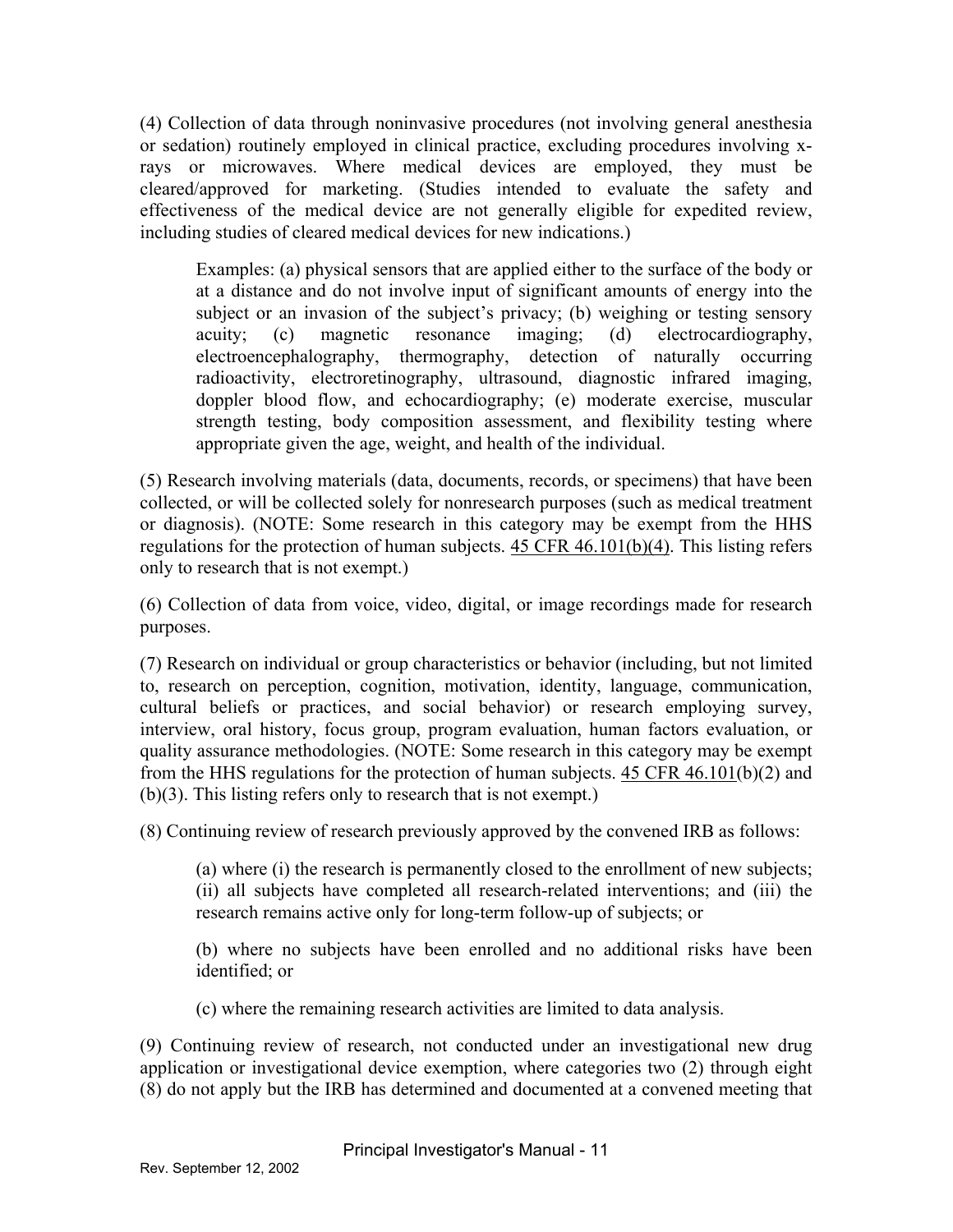(4) Collection of data through noninvasive procedures (not involving general anesthesia or sedation) routinely employed in clinical practice, excluding procedures involving x-rays or microwaves. Where medical devices are employed, they must be cleared/approved for marketing. (Studies intended to evaluate the safety and effectiveness of the medical device are not generally eligible for expedited review, including studies of cleared medical devices for new indications.)

> Examples: (a) physical sensors that are applied either to the surface of the body or at a distance and do not involve input of significant amounts of energy into the subject or an invasion of the subject's privacy; (b) weighing or testing sensory acuity; (c) magnetic resonance imaging; (d) electrocardiography, electroencephalography, thermography, detection of naturally occurring radioactivity, electroretinography, ultrasound, diagnostic infrared imaging, doppler blood flow, and echocardiography; (e) moderate exercise, muscular strength testing, body composition assessment, and flexibility testing where appropriate given the age, weight, and health of the individual.

(5) Research involving materials (data, documents, records, or specimens) that have been collected, or will be collected solely for nonresearch purposes (such as medical treatment or diagnosis). (NOTE: Some research in this category may be exempt from the HHS regulations for the protection of human subjects. 45 CFR 46.101(b)(4). This listing refers only to research that is not exempt.)

(6) Collection of data from voice, video, digital, or image recordings made for research purposes.

(7) Research on individual or group characteristics or behavior (including, but not limited to, research on perception, cognition, motivation, identity, language, communication, cultural beliefs or practices, and social behavior) or research employing survey, interview, oral history, focus group, program evaluation, human factors evaluation, or quality assurance methodologies. (NOTE: Some research in this category may be exempt from the HHS regulations for the protection of human subjects. 45 CFR 46.101(b)(2) and (b)(3). This listing refers only to research that is not exempt.)

(8) Continuing review of research previously approved by the convened IRB as follows:

> (a) where (i) the research is permanently closed to the enrollment of new subjects; (ii) all subjects have completed all research-related interventions; and (iii) the research remains active only for long-term follow-up of subjects; or
>
> (b) where no subjects have been enrolled and no additional risks have been identified; or
>
> (c) where the remaining research activities are limited to data analysis.

(9) Continuing review of research, not conducted under an investigational new drug application or investigational device exemption, where categories two (2) through eight (8) do not apply but the IRB has determined and documented at a convened meeting that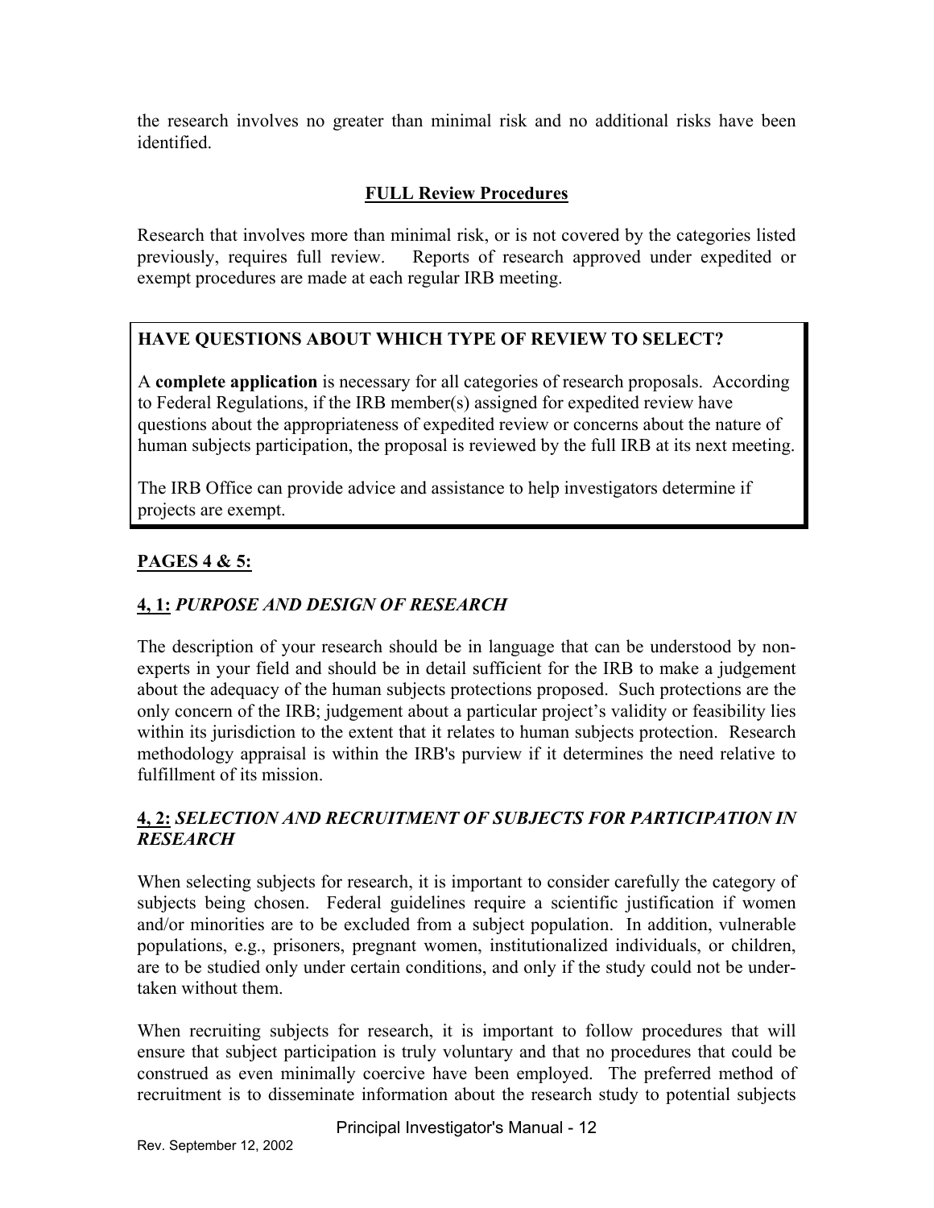the research involves no greater than minimal risk and no additional risks have been identified.

## FULL Review Procedures

Research that involves more than minimal risk, or is not covered by the categories listed previously, requires full review. Reports of research approved under expedited or exempt procedures are made at each regular IRB meeting.

> **HAVE QUESTIONS ABOUT WHICH TYPE OF REVIEW TO SELECT?**
>
> A **complete application** is necessary for all categories of research proposals. According to Federal Regulations, if the IRB member(s) assigned for expedited review have questions about the appropriateness of expedited review or concerns about the nature of human subjects participation, the proposal is reviewed by the full IRB at its next meeting.
>
> The IRB Office can provide advice and assistance to help investigators determine if projects are exempt.

## PAGES 4 & 5:

### 4, 1: *PURPOSE AND DESIGN OF RESEARCH*

The description of your research should be in language that can be understood by non-experts in your field and should be in detail sufficient for the IRB to make a judgement about the adequacy of the human subjects protections proposed. Such protections are the only concern of the IRB; judgement about a particular project's validity or feasibility lies within its jurisdiction to the extent that it relates to human subjects protection. Research methodology appraisal is within the IRB's purview if it determines the need relative to fulfillment of its mission.

### 4, 2: *SELECTION AND RECRUITMENT OF SUBJECTS FOR PARTICIPATION IN RESEARCH*

When selecting subjects for research, it is important to consider carefully the category of subjects being chosen. Federal guidelines require a scientific justification if women and/or minorities are to be excluded from a subject population. In addition, vulnerable populations, e.g., prisoners, pregnant women, institutionalized individuals, or children, are to be studied only under certain conditions, and only if the study could not be undertaken without them.

When recruiting subjects for research, it is important to follow procedures that will ensure that subject participation is truly voluntary and that no procedures that could be construed as even minimally coercive have been employed. The preferred method of recruitment is to disseminate information about the research study to potential subjects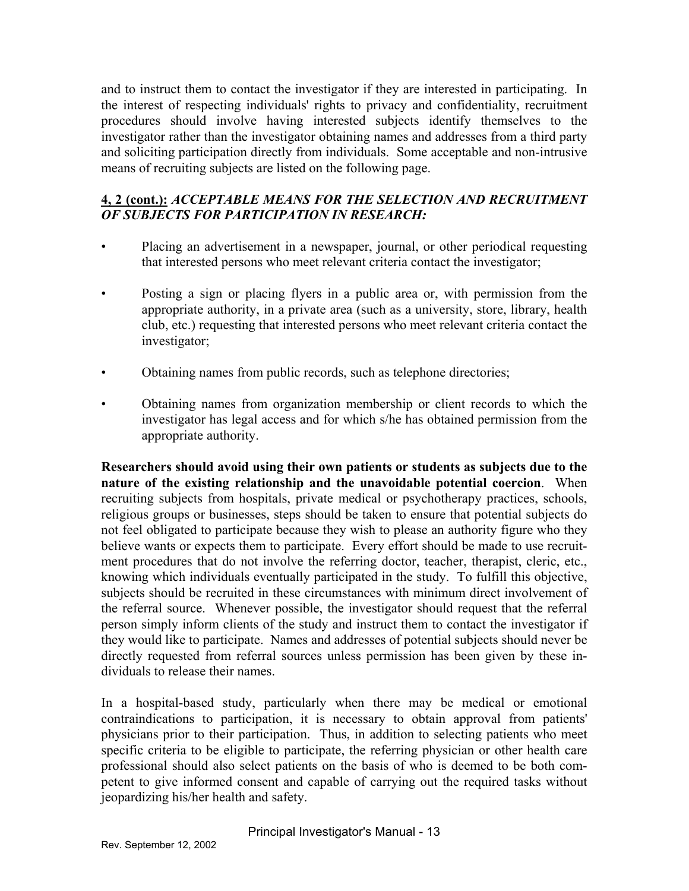and to instruct them to contact the investigator if they are interested in participating. In the interest of respecting individuals' rights to privacy and confidentiality, recruitment procedures should involve having interested subjects identify themselves to the investigator rather than the investigator obtaining names and addresses from a third party and soliciting participation directly from individuals. Some acceptable and non-intrusive means of recruiting subjects are listed on the following page.

**4, 2 (cont.):** ***ACCEPTABLE MEANS FOR THE SELECTION AND RECRUITMENT OF SUBJECTS FOR PARTICIPATION IN RESEARCH:***

- Placing an advertisement in a newspaper, journal, or other periodical requesting that interested persons who meet relevant criteria contact the investigator;
- Posting a sign or placing flyers in a public area or, with permission from the appropriate authority, in a private area (such as a university, store, library, health club, etc.) requesting that interested persons who meet relevant criteria contact the investigator;
- Obtaining names from public records, such as telephone directories;
- Obtaining names from organization membership or client records to which the investigator has legal access and for which s/he has obtained permission from the appropriate authority.

**Researchers should avoid using their own patients or students as subjects due to the nature of the existing relationship and the unavoidable potential coercion**. When recruiting subjects from hospitals, private medical or psychotherapy practices, schools, religious groups or businesses, steps should be taken to ensure that potential subjects do not feel obligated to participate because they wish to please an authority figure who they believe wants or expects them to participate. Every effort should be made to use recruitment procedures that do not involve the referring doctor, teacher, therapist, cleric, etc., knowing which individuals eventually participated in the study. To fulfill this objective, subjects should be recruited in these circumstances with minimum direct involvement of the referral source. Whenever possible, the investigator should request that the referral person simply inform clients of the study and instruct them to contact the investigator if they would like to participate. Names and addresses of potential subjects should never be directly requested from referral sources unless permission has been given by these individuals to release their names.

In a hospital-based study, particularly when there may be medical or emotional contraindications to participation, it is necessary to obtain approval from patients' physicians prior to their participation. Thus, in addition to selecting patients who meet specific criteria to be eligible to participate, the referring physician or other health care professional should also select patients on the basis of who is deemed to be both competent to give informed consent and capable of carrying out the required tasks without jeopardizing his/her health and safety.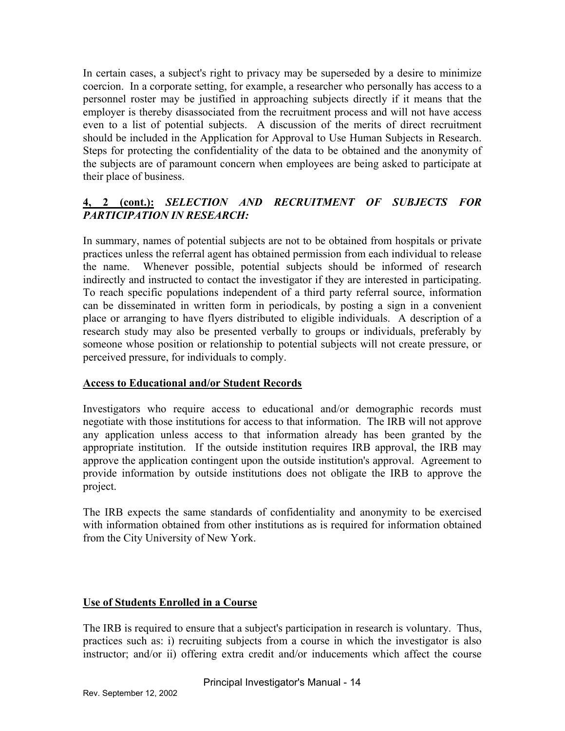In certain cases, a subject's right to privacy may be superseded by a desire to minimize coercion. In a corporate setting, for example, a researcher who personally has access to a personnel roster may be justified in approaching subjects directly if it means that the employer is thereby disassociated from the recruitment process and will not have access even to a list of potential subjects. A discussion of the merits of direct recruitment should be included in the Application for Approval to Use Human Subjects in Research. Steps for protecting the confidentiality of the data to be obtained and the anonymity of the subjects are of paramount concern when employees are being asked to participate at their place of business.

## <u>4, 2 (cont.):</u> *SELECTION AND RECRUITMENT OF SUBJECTS FOR PARTICIPATION IN RESEARCH:*

In summary, names of potential subjects are not to be obtained from hospitals or private practices unless the referral agent has obtained permission from each individual to release the name. Whenever possible, potential subjects should be informed of research indirectly and instructed to contact the investigator if they are interested in participating. To reach specific populations independent of a third party referral source, information can be disseminated in written form in periodicals, by posting a sign in a convenient place or arranging to have flyers distributed to eligible individuals. A description of a research study may also be presented verbally to groups or individuals, preferably by someone whose position or relationship to potential subjects will not create pressure, or perceived pressure, for individuals to comply.

### Access to Educational and/or Student Records

Investigators who require access to educational and/or demographic records must negotiate with those institutions for access to that information. The IRB will not approve any application unless access to that information already has been granted by the appropriate institution. If the outside institution requires IRB approval, the IRB may approve the application contingent upon the outside institution's approval. Agreement to provide information by outside institutions does not obligate the IRB to approve the project.

The IRB expects the same standards of confidentiality and anonymity to be exercised with information obtained from other institutions as is required for information obtained from the City University of New York.

### Use of Students Enrolled in a Course

The IRB is required to ensure that a subject's participation in research is voluntary. Thus, practices such as: i) recruiting subjects from a course in which the investigator is also instructor; and/or ii) offering extra credit and/or inducements which affect the course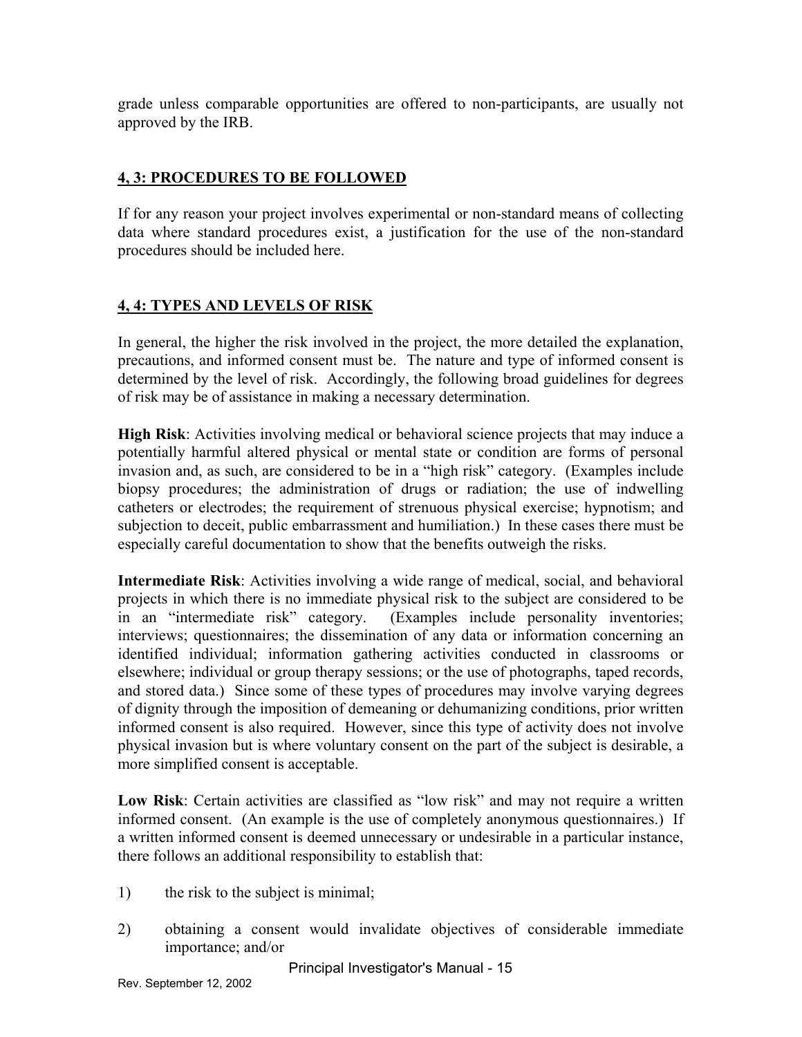grade unless comparable opportunities are offered to non-participants, are usually not approved by the IRB.

## 4, 3: PROCEDURES TO BE FOLLOWED

If for any reason your project involves experimental or non-standard means of collecting data where standard procedures exist, a justification for the use of the non-standard procedures should be included here.

## 4, 4: TYPES AND LEVELS OF RISK

In general, the higher the risk involved in the project, the more detailed the explanation, precautions, and informed consent must be. The nature and type of informed consent is determined by the level of risk. Accordingly, the following broad guidelines for degrees of risk may be of assistance in making a necessary determination.

**High Risk**: Activities involving medical or behavioral science projects that may induce a potentially harmful altered physical or mental state or condition are forms of personal invasion and, as such, are considered to be in a "high risk" category. (Examples include biopsy procedures; the administration of drugs or radiation; the use of indwelling catheters or electrodes; the requirement of strenuous physical exercise; hypnotism; and subjection to deceit, public embarrassment and humiliation.) In these cases there must be especially careful documentation to show that the benefits outweigh the risks.

**Intermediate Risk**: Activities involving a wide range of medical, social, and behavioral projects in which there is no immediate physical risk to the subject are considered to be in an "intermediate risk" category. (Examples include personality inventories; interviews; questionnaires; the dissemination of any data or information concerning an identified individual; information gathering activities conducted in classrooms or elsewhere; individual or group therapy sessions; or the use of photographs, taped records, and stored data.) Since some of these types of procedures may involve varying degrees of dignity through the imposition of demeaning or dehumanizing conditions, prior written informed consent is also required. However, since this type of activity does not involve physical invasion but is where voluntary consent on the part of the subject is desirable, a more simplified consent is acceptable.

**Low Risk**: Certain activities are classified as "low risk" and may not require a written informed consent. (An example is the use of completely anonymous questionnaires.) If a written informed consent is deemed unnecessary or undesirable in a particular instance, there follows an additional responsibility to establish that:

1) the risk to the subject is minimal;

2) obtaining a consent would invalidate objectives of considerable immediate importance; and/or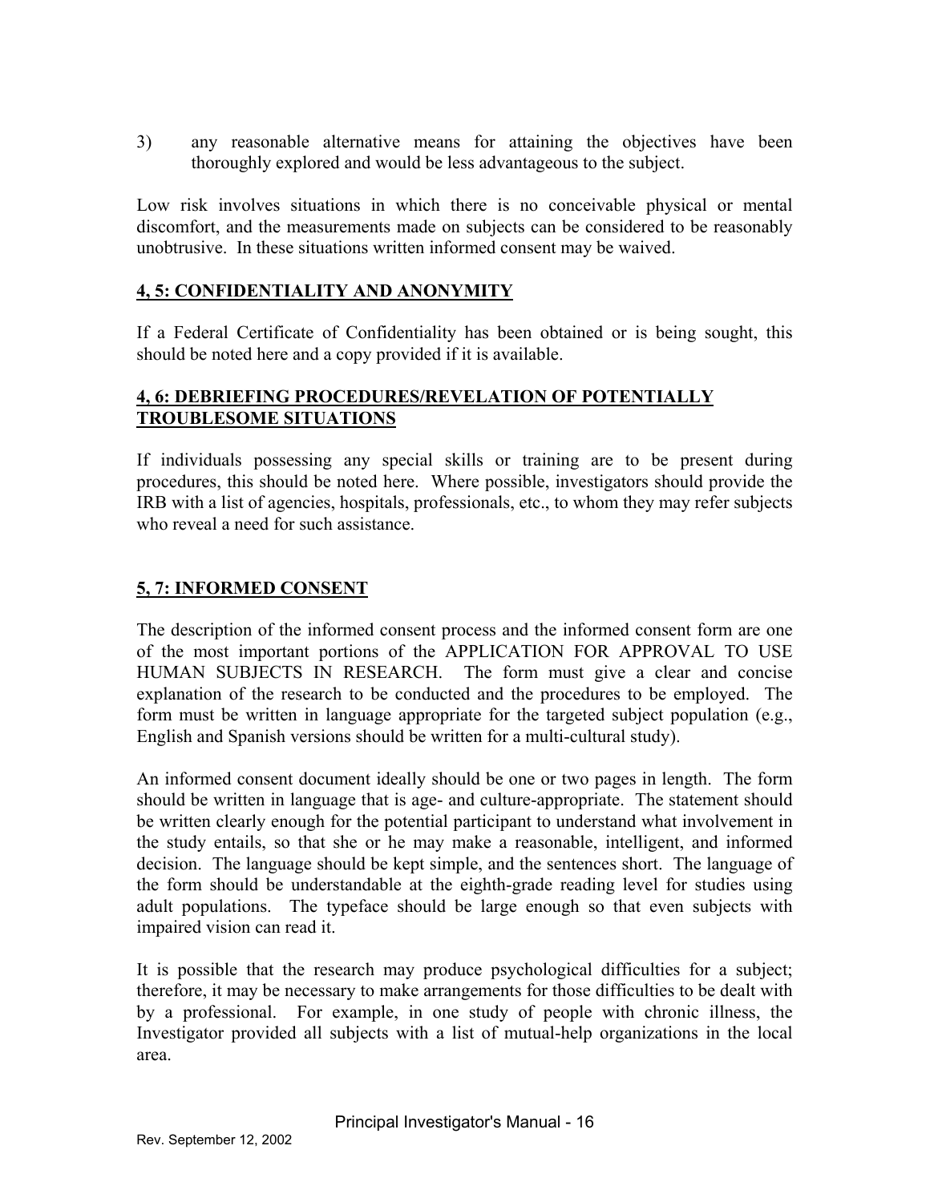3) any reasonable alternative means for attaining the objectives have been thoroughly explored and would be less advantageous to the subject.

Low risk involves situations in which there is no conceivable physical or mental discomfort, and the measurements made on subjects can be considered to be reasonably unobtrusive. In these situations written informed consent may be waived.

## 4, 5: CONFIDENTIALITY AND ANONYMITY

If a Federal Certificate of Confidentiality has been obtained or is being sought, this should be noted here and a copy provided if it is available.

## 4, 6: DEBRIEFING PROCEDURES/REVELATION OF POTENTIALLY TROUBLESOME SITUATIONS

If individuals possessing any special skills or training are to be present during procedures, this should be noted here. Where possible, investigators should provide the IRB with a list of agencies, hospitals, professionals, etc., to whom they may refer subjects who reveal a need for such assistance.

## 5, 7: INFORMED CONSENT

The description of the informed consent process and the informed consent form are one of the most important portions of the APPLICATION FOR APPROVAL TO USE HUMAN SUBJECTS IN RESEARCH. The form must give a clear and concise explanation of the research to be conducted and the procedures to be employed. The form must be written in language appropriate for the targeted subject population (e.g., English and Spanish versions should be written for a multi-cultural study).

An informed consent document ideally should be one or two pages in length. The form should be written in language that is age- and culture-appropriate. The statement should be written clearly enough for the potential participant to understand what involvement in the study entails, so that she or he may make a reasonable, intelligent, and informed decision. The language should be kept simple, and the sentences short. The language of the form should be understandable at the eighth-grade reading level for studies using adult populations. The typeface should be large enough so that even subjects with impaired vision can read it.

It is possible that the research may produce psychological difficulties for a subject; therefore, it may be necessary to make arrangements for those difficulties to be dealt with by a professional. For example, in one study of people with chronic illness, the Investigator provided all subjects with a list of mutual-help organizations in the local area.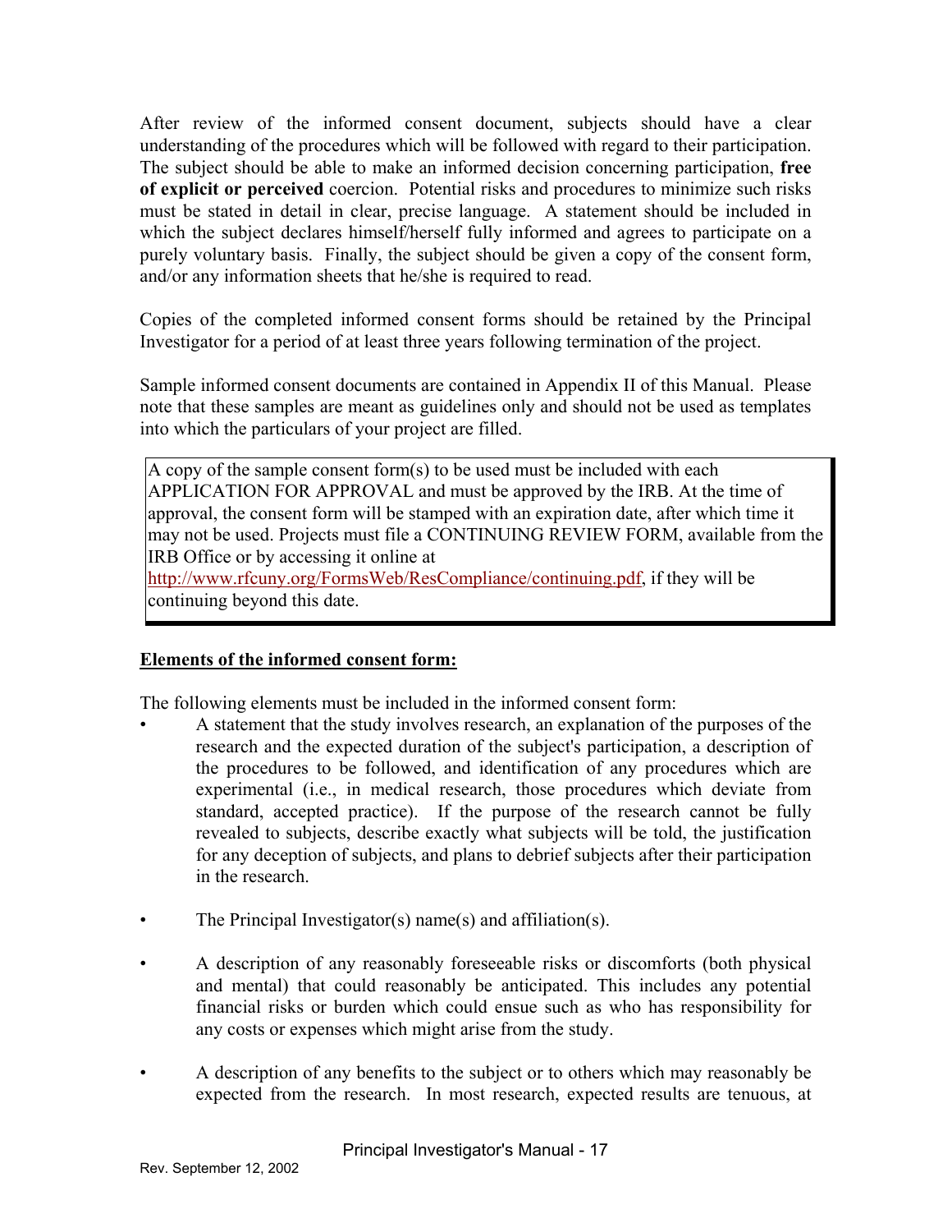After review of the informed consent document, subjects should have a clear understanding of the procedures which will be followed with regard to their participation. The subject should be able to make an informed decision concerning participation, **free of explicit or perceived** coercion. Potential risks and procedures to minimize such risks must be stated in detail in clear, precise language. A statement should be included in which the subject declares himself/herself fully informed and agrees to participate on a purely voluntary basis. Finally, the subject should be given a copy of the consent form, and/or any information sheets that he/she is required to read.

Copies of the completed informed consent forms should be retained by the Principal Investigator for a period of at least three years following termination of the project.

Sample informed consent documents are contained in Appendix II of this Manual. Please note that these samples are meant as guidelines only and should not be used as templates into which the particulars of your project are filled.

> A copy of the sample consent form(s) to be used must be included with each APPLICATION FOR APPROVAL and must be approved by the IRB. At the time of approval, the consent form will be stamped with an expiration date, after which time it may not be used. Projects must file a CONTINUING REVIEW FORM, available from the IRB Office or by accessing it online at http://www.rfcuny.org/FormsWeb/ResCompliance/continuing.pdf, if they will be continuing beyond this date.

**Elements of the informed consent form:**

The following elements must be included in the informed consent form:

- A statement that the study involves research, an explanation of the purposes of the research and the expected duration of the subject's participation, a description of the procedures to be followed, and identification of any procedures which are experimental (i.e., in medical research, those procedures which deviate from standard, accepted practice). If the purpose of the research cannot be fully revealed to subjects, describe exactly what subjects will be told, the justification for any deception of subjects, and plans to debrief subjects after their participation in the research.

- The Principal Investigator(s) name(s) and affiliation(s).

- A description of any reasonably foreseeable risks or discomforts (both physical and mental) that could reasonably be anticipated. This includes any potential financial risks or burden which could ensue such as who has responsibility for any costs or expenses which might arise from the study.

- A description of any benefits to the subject or to others which may reasonably be expected from the research. In most research, expected results are tenuous, at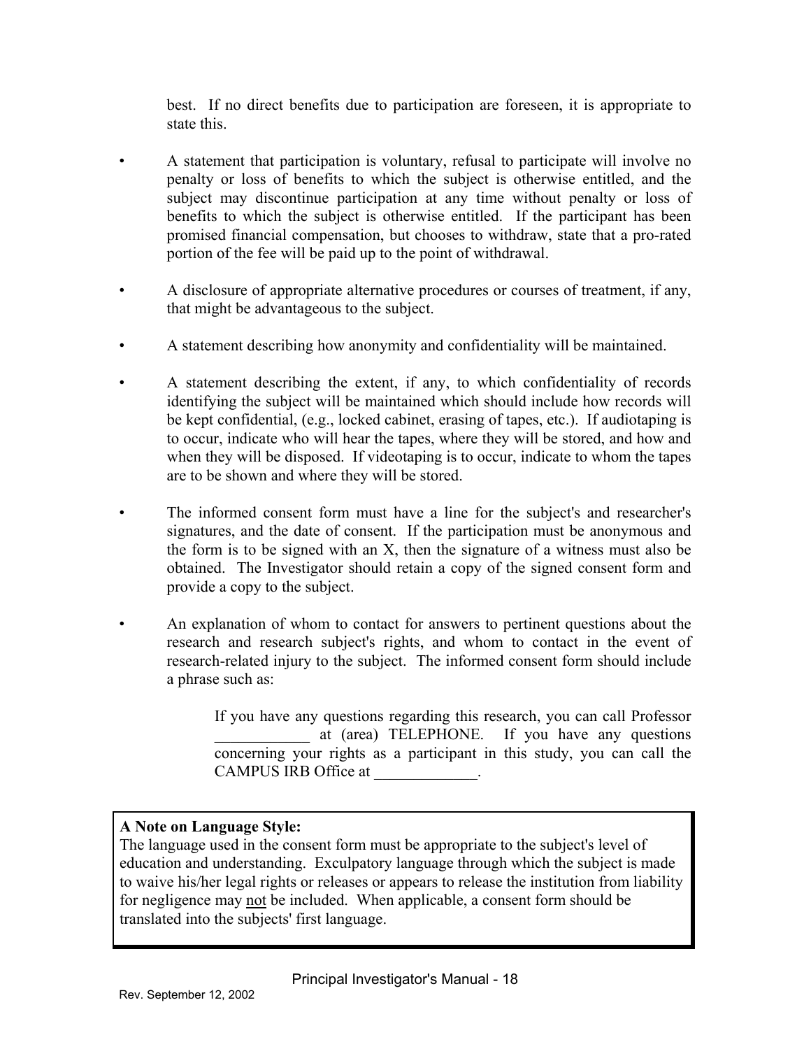best. If no direct benefits due to participation are foreseen, it is appropriate to state this.

- A statement that participation is voluntary, refusal to participate will involve no penalty or loss of benefits to which the subject is otherwise entitled, and the subject may discontinue participation at any time without penalty or loss of benefits to which the subject is otherwise entitled. If the participant has been promised financial compensation, but chooses to withdraw, state that a pro-rated portion of the fee will be paid up to the point of withdrawal.

- A disclosure of appropriate alternative procedures or courses of treatment, if any, that might be advantageous to the subject.

- A statement describing how anonymity and confidentiality will be maintained.

- A statement describing the extent, if any, to which confidentiality of records identifying the subject will be maintained which should include how records will be kept confidential, (e.g., locked cabinet, erasing of tapes, etc.). If audiotaping is to occur, indicate who will hear the tapes, where they will be stored, and how and when they will be disposed. If videotaping is to occur, indicate to whom the tapes are to be shown and where they will be stored.

- The informed consent form must have a line for the subject's and researcher's signatures, and the date of consent. If the participation must be anonymous and the form is to be signed with an X, then the signature of a witness must also be obtained. The Investigator should retain a copy of the signed consent form and provide a copy to the subject.

- An explanation of whom to contact for answers to pertinent questions about the research and research subject's rights, and whom to contact in the event of research-related injury to the subject. The informed consent form should include a phrase such as:

> If you have any questions regarding this research, you can call Professor ____________ at (area) TELEPHONE. If you have any questions concerning your rights as a participant in this study, you can call the CAMPUS IRB Office at _____________.

**A Note on Language Style:**
The language used in the consent form must be appropriate to the subject's level of education and understanding. Exculpatory language through which the subject is made to waive his/her legal rights or releases or appears to release the institution from liability for negligence may not be included. When applicable, a consent form should be translated into the subjects' first language.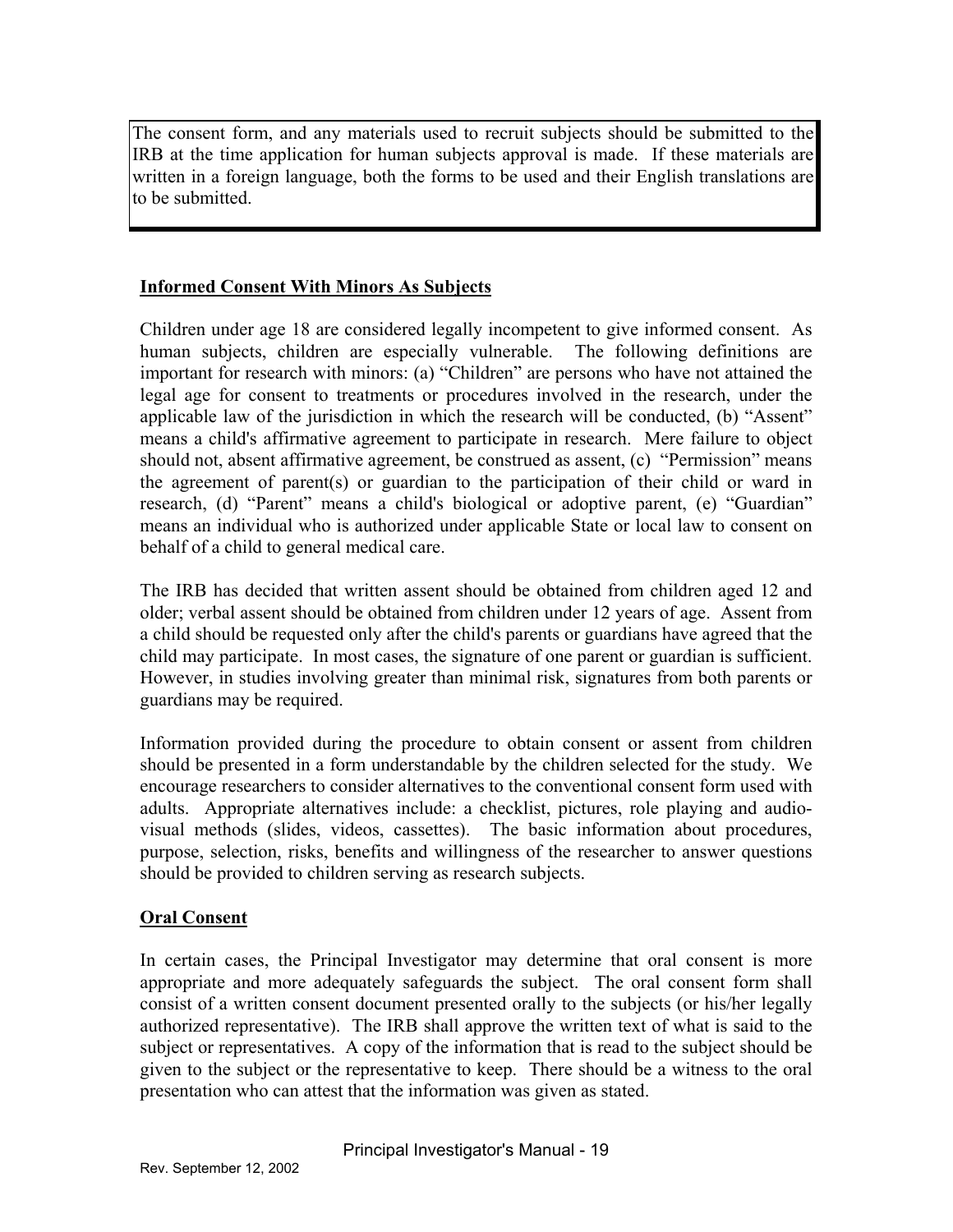The consent form, and any materials used to recruit subjects should be submitted to the IRB at the time application for human subjects approval is made. If these materials are written in a foreign language, both the forms to be used and their English translations are to be submitted.

**Informed Consent With Minors As Subjects**

Children under age 18 are considered legally incompetent to give informed consent. As human subjects, children are especially vulnerable. The following definitions are important for research with minors: (a) "Children" are persons who have not attained the legal age for consent to treatments or procedures involved in the research, under the applicable law of the jurisdiction in which the research will be conducted, (b) "Assent" means a child's affirmative agreement to participate in research. Mere failure to object should not, absent affirmative agreement, be construed as assent, (c) "Permission" means the agreement of parent(s) or guardian to the participation of their child or ward in research, (d) "Parent" means a child's biological or adoptive parent, (e) "Guardian" means an individual who is authorized under applicable State or local law to consent on behalf of a child to general medical care.

The IRB has decided that written assent should be obtained from children aged 12 and older; verbal assent should be obtained from children under 12 years of age. Assent from a child should be requested only after the child's parents or guardians have agreed that the child may participate. In most cases, the signature of one parent or guardian is sufficient. However, in studies involving greater than minimal risk, signatures from both parents or guardians may be required.

Information provided during the procedure to obtain consent or assent from children should be presented in a form understandable by the children selected for the study. We encourage researchers to consider alternatives to the conventional consent form used with adults. Appropriate alternatives include: a checklist, pictures, role playing and audio-visual methods (slides, videos, cassettes). The basic information about procedures, purpose, selection, risks, benefits and willingness of the researcher to answer questions should be provided to children serving as research subjects.

**Oral Consent**

In certain cases, the Principal Investigator may determine that oral consent is more appropriate and more adequately safeguards the subject. The oral consent form shall consist of a written consent document presented orally to the subjects (or his/her legally authorized representative). The IRB shall approve the written text of what is said to the subject or representatives. A copy of the information that is read to the subject should be given to the subject or the representative to keep. There should be a witness to the oral presentation who can attest that the information was given as stated.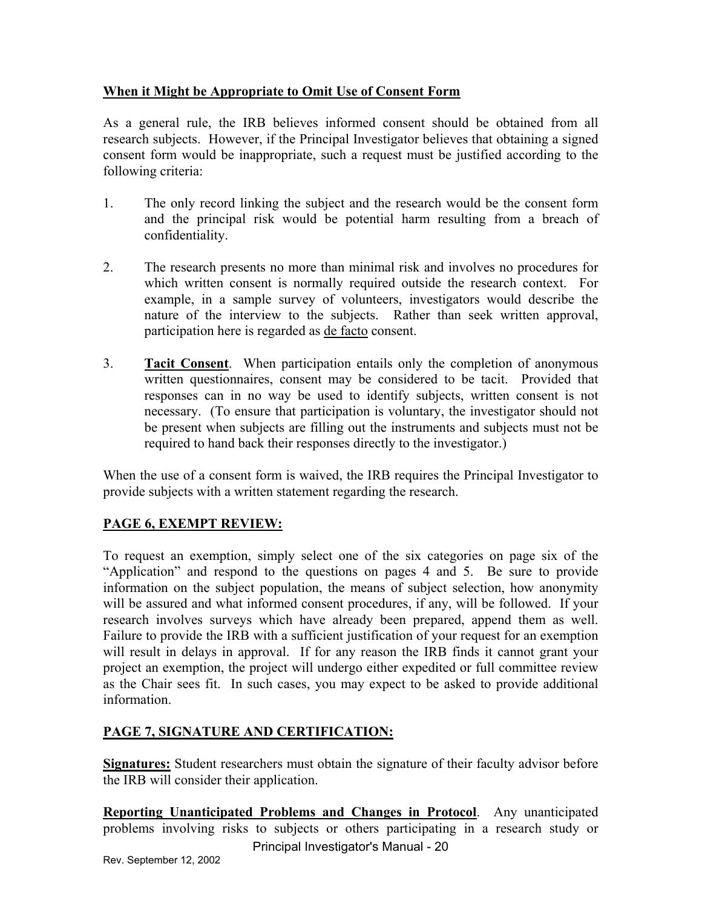## When it Might be Appropriate to Omit Use of Consent Form

As a general rule, the IRB believes informed consent should be obtained from all research subjects. However, if the Principal Investigator believes that obtaining a signed consent form would be inappropriate, such a request must be justified according to the following criteria:

1. The only record linking the subject and the research would be the consent form and the principal risk would be potential harm resulting from a breach of confidentiality.

2. The research presents no more than minimal risk and involves no procedures for which written consent is normally required outside the research context. For example, in a sample survey of volunteers, investigators would describe the nature of the interview to the subjects. Rather than seek written approval, participation here is regarded as de facto consent.

3. **Tacit Consent**. When participation entails only the completion of anonymous written questionnaires, consent may be considered to be tacit. Provided that responses can in no way be used to identify subjects, written consent is not necessary. (To ensure that participation is voluntary, the investigator should not be present when subjects are filling out the instruments and subjects must not be required to hand back their responses directly to the investigator.)

When the use of a consent form is waived, the IRB requires the Principal Investigator to provide subjects with a written statement regarding the research.

## PAGE 6, EXEMPT REVIEW:

To request an exemption, simply select one of the six categories on page six of the "Application" and respond to the questions on pages 4 and 5. Be sure to provide information on the subject population, the means of subject selection, how anonymity will be assured and what informed consent procedures, if any, will be followed. If your research involves surveys which have already been prepared, append them as well. Failure to provide the IRB with a sufficient justification of your request for an exemption will result in delays in approval. If for any reason the IRB finds it cannot grant your project an exemption, the project will undergo either expedited or full committee review as the Chair sees fit. In such cases, you may expect to be asked to provide additional information.

## PAGE 7, SIGNATURE AND CERTIFICATION:

**Signatures:** Student researchers must obtain the signature of their faculty advisor before the IRB will consider their application.

**Reporting Unanticipated Problems and Changes in Protocol**. Any unanticipated problems involving risks to subjects or others participating in a research study or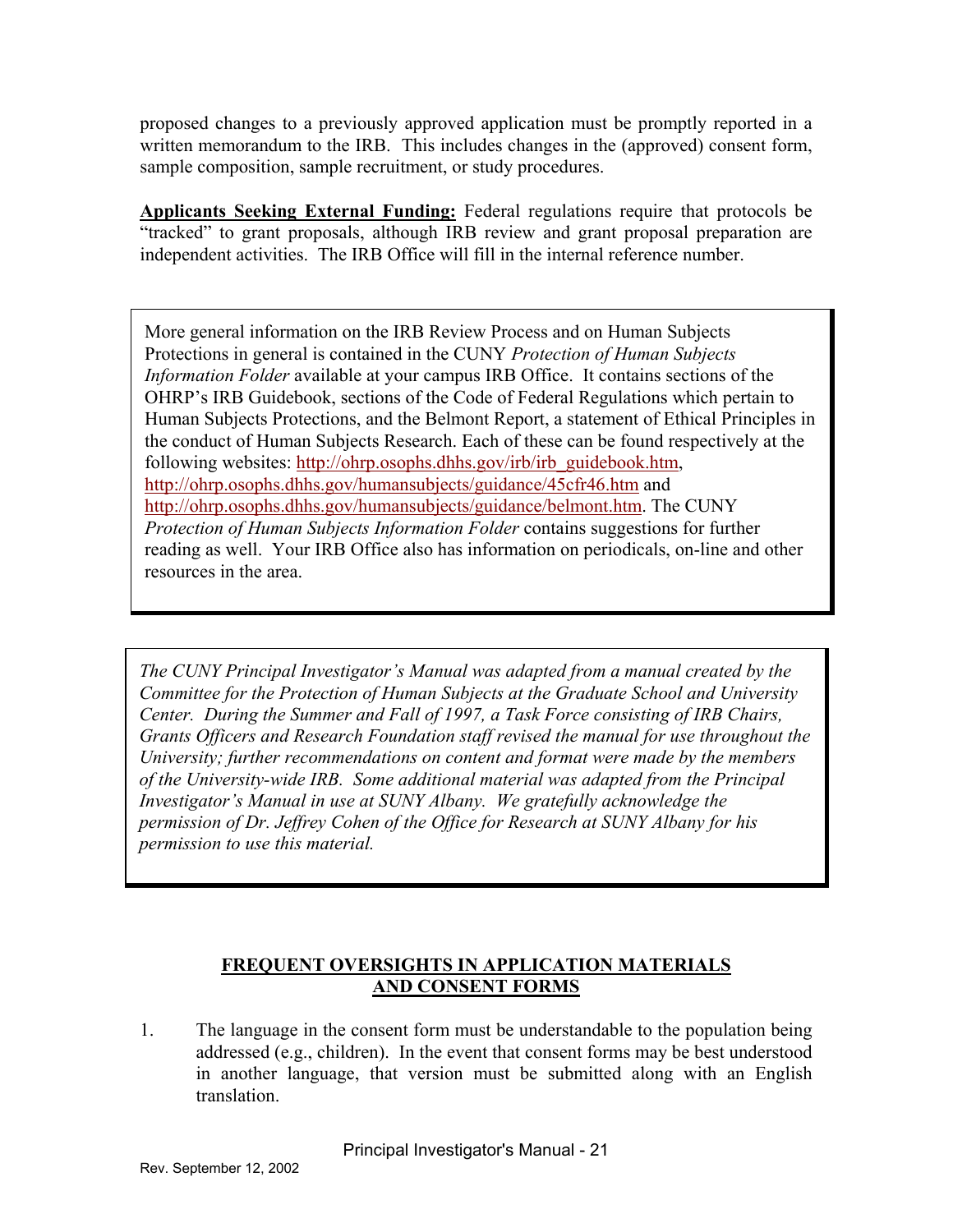proposed changes to a previously approved application must be promptly reported in a written memorandum to the IRB. This includes changes in the (approved) consent form, sample composition, sample recruitment, or study procedures.

**Applicants Seeking External Funding:** Federal regulations require that protocols be "tracked" to grant proposals, although IRB review and grant proposal preparation are independent activities. The IRB Office will fill in the internal reference number.

More general information on the IRB Review Process and on Human Subjects Protections in general is contained in the CUNY *Protection of Human Subjects Information Folder* available at your campus IRB Office. It contains sections of the OHRP's IRB Guidebook, sections of the Code of Federal Regulations which pertain to Human Subjects Protections, and the Belmont Report, a statement of Ethical Principles in the conduct of Human Subjects Research. Each of these can be found respectively at the following websites: http://ohrp.osophs.dhhs.gov/irb/irb_guidebook.htm, http://ohrp.osophs.dhhs.gov/humansubjects/guidance/45cfr46.htm and http://ohrp.osophs.dhhs.gov/humansubjects/guidance/belmont.htm. The CUNY *Protection of Human Subjects Information Folder* contains suggestions for further reading as well. Your IRB Office also has information on periodicals, on-line and other resources in the area.

*The CUNY Principal Investigator's Manual was adapted from a manual created by the Committee for the Protection of Human Subjects at the Graduate School and University Center. During the Summer and Fall of 1997, a Task Force consisting of IRB Chairs, Grants Officers and Research Foundation staff revised the manual for use throughout the University; further recommendations on content and format were made by the members of the University-wide IRB. Some additional material was adapted from the Principal Investigator's Manual in use at SUNY Albany. We gratefully acknowledge the permission of Dr. Jeffrey Cohen of the Office for Research at SUNY Albany for his permission to use this material.*

## FREQUENT OVERSIGHTS IN APPLICATION MATERIALS AND CONSENT FORMS

1. The language in the consent form must be understandable to the population being addressed (e.g., children). In the event that consent forms may be best understood in another language, that version must be submitted along with an English translation.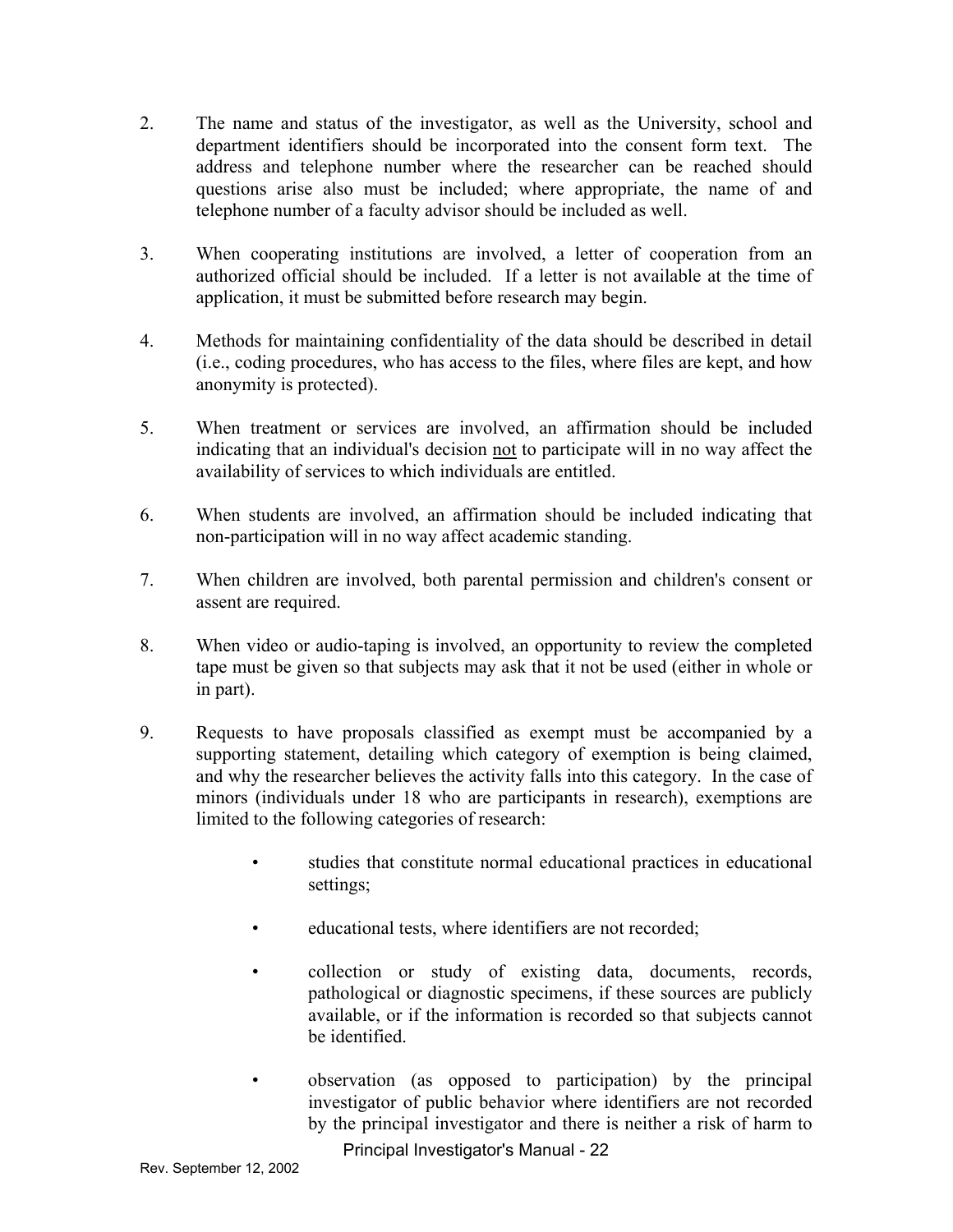2. The name and status of the investigator, as well as the University, school and department identifiers should be incorporated into the consent form text. The address and telephone number where the researcher can be reached should questions arise also must be included; where appropriate, the name of and telephone number of a faculty advisor should be included as well.

3. When cooperating institutions are involved, a letter of cooperation from an authorized official should be included. If a letter is not available at the time of application, it must be submitted before research may begin.

4. Methods for maintaining confidentiality of the data should be described in detail (i.e., coding procedures, who has access to the files, where files are kept, and how anonymity is protected).

5. When treatment or services are involved, an affirmation should be included indicating that an individual's decision <u>not</u> to participate will in no way affect the availability of services to which individuals are entitled.

6. When students are involved, an affirmation should be included indicating that non-participation will in no way affect academic standing.

7. When children are involved, both parental permission and children's consent or assent are required.

8. When video or audio-taping is involved, an opportunity to review the completed tape must be given so that subjects may ask that it not be used (either in whole or in part).

9. Requests to have proposals classified as exempt must be accompanied by a supporting statement, detailing which category of exemption is being claimed, and why the researcher believes the activity falls into this category. In the case of minors (individuals under 18 who are participants in research), exemptions are limited to the following categories of research:

   - studies that constitute normal educational practices in educational settings;

   - educational tests, where identifiers are not recorded;

   - collection or study of existing data, documents, records, pathological or diagnostic specimens, if these sources are publicly available, or if the information is recorded so that subjects cannot be identified.

   - observation (as opposed to participation) by the principal investigator of public behavior where identifiers are not recorded by the principal investigator and there is neither a risk of harm to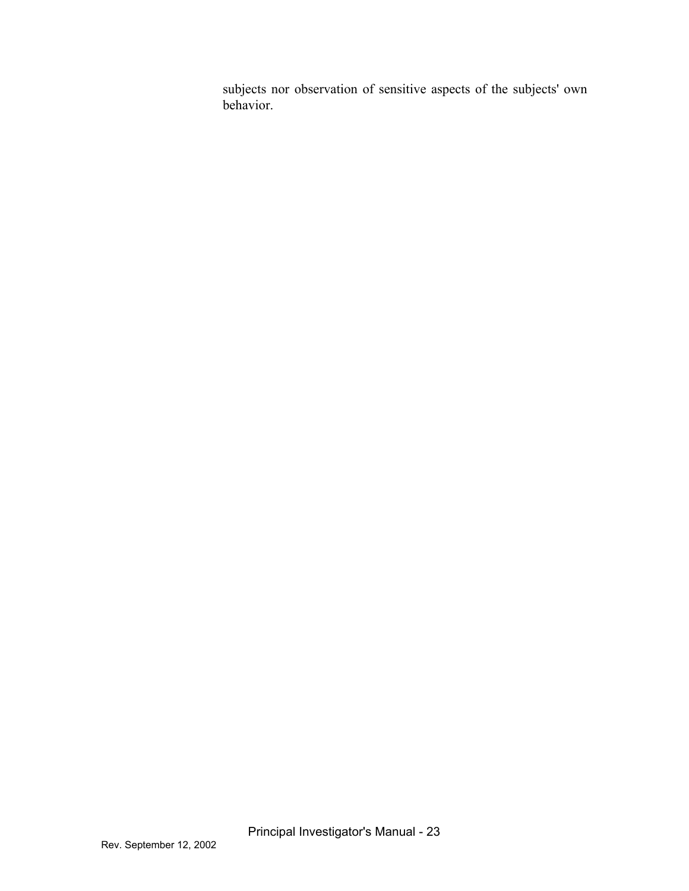subjects nor observation of sensitive aspects of the subjects' own behavior.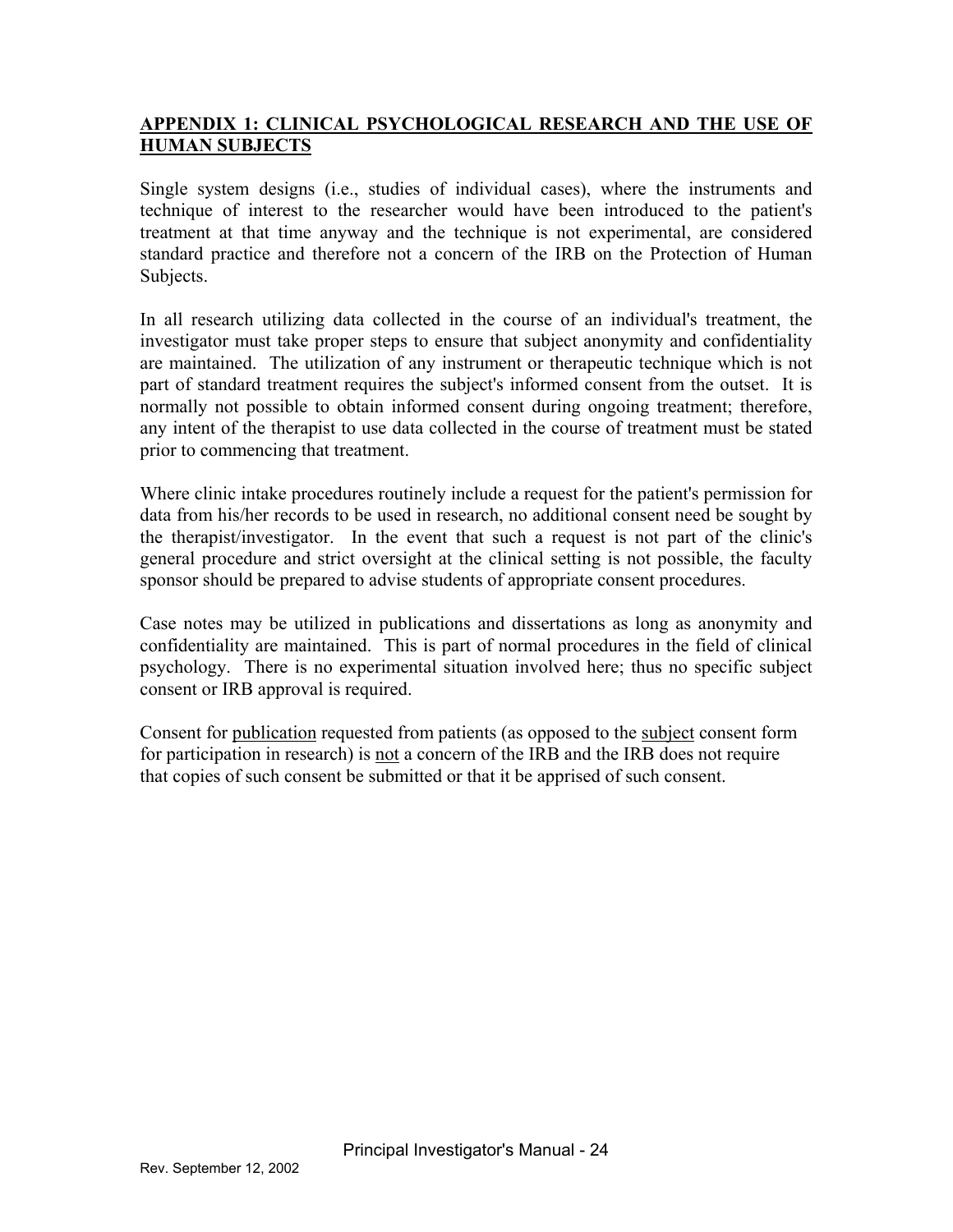## APPENDIX 1: CLINICAL PSYCHOLOGICAL RESEARCH AND THE USE OF HUMAN SUBJECTS

Single system designs (i.e., studies of individual cases), where the instruments and technique of interest to the researcher would have been introduced to the patient's treatment at that time anyway and the technique is not experimental, are considered standard practice and therefore not a concern of the IRB on the Protection of Human Subjects.

In all research utilizing data collected in the course of an individual's treatment, the investigator must take proper steps to ensure that subject anonymity and confidentiality are maintained. The utilization of any instrument or therapeutic technique which is not part of standard treatment requires the subject's informed consent from the outset. It is normally not possible to obtain informed consent during ongoing treatment; therefore, any intent of the therapist to use data collected in the course of treatment must be stated prior to commencing that treatment.

Where clinic intake procedures routinely include a request for the patient's permission for data from his/her records to be used in research, no additional consent need be sought by the therapist/investigator. In the event that such a request is not part of the clinic's general procedure and strict oversight at the clinical setting is not possible, the faculty sponsor should be prepared to advise students of appropriate consent procedures.

Case notes may be utilized in publications and dissertations as long as anonymity and confidentiality are maintained. This is part of normal procedures in the field of clinical psychology. There is no experimental situation involved here; thus no specific subject consent or IRB approval is required.

Consent for publication requested from patients (as opposed to the subject consent form for participation in research) is not a concern of the IRB and the IRB does not require that copies of such consent be submitted or that it be apprised of such consent.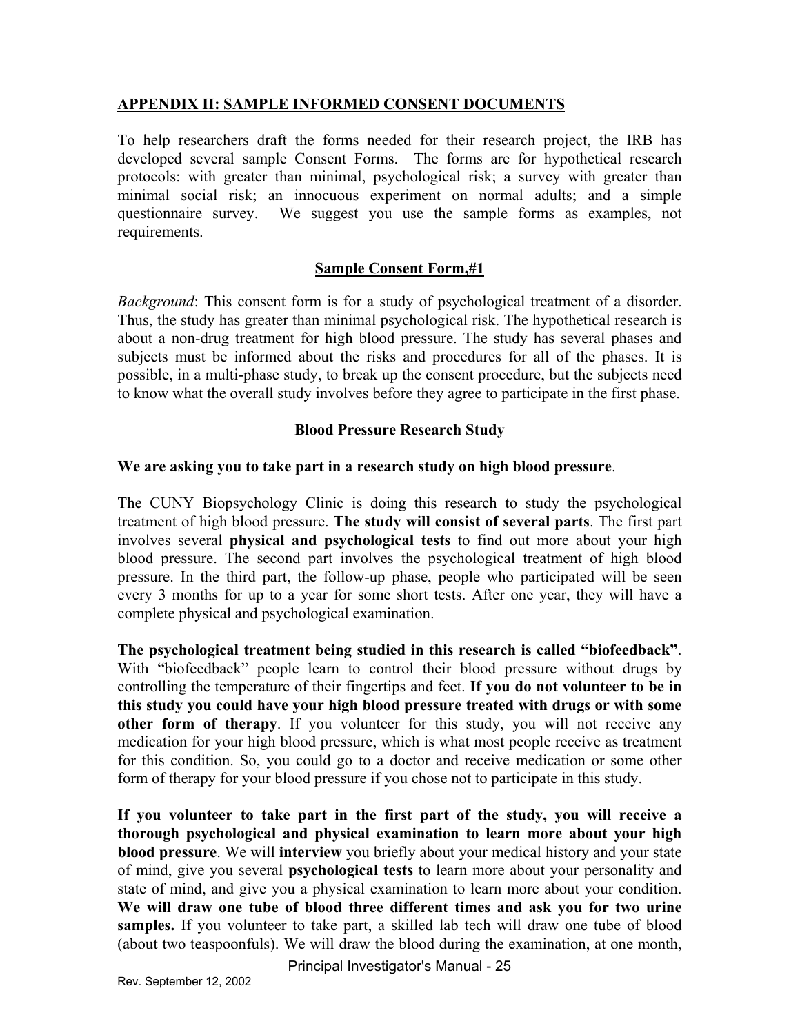## APPENDIX II: SAMPLE INFORMED CONSENT DOCUMENTS

To help researchers draft the forms needed for their research project, the IRB has developed several sample Consent Forms. The forms are for hypothetical research protocols: with greater than minimal, psychological risk; a survey with greater than minimal social risk; an innocuous experiment on normal adults; and a simple questionnaire survey. We suggest you use the sample forms as examples, not requirements.

### Sample Consent Form,#1

*Background*: This consent form is for a study of psychological treatment of a disorder. Thus, the study has greater than minimal psychological risk. The hypothetical research is about a non-drug treatment for high blood pressure. The study has several phases and subjects must be informed about the risks and procedures for all of the phases. It is possible, in a multi-phase study, to break up the consent procedure, but the subjects need to know what the overall study involves before they agree to participate in the first phase.

### Blood Pressure Research Study

**We are asking you to take part in a research study on high blood pressure**.

The CUNY Biopsychology Clinic is doing this research to study the psychological treatment of high blood pressure. **The study will consist of several parts**. The first part involves several **physical and psychological tests** to find out more about your high blood pressure. The second part involves the psychological treatment of high blood pressure. In the third part, the follow-up phase, people who participated will be seen every 3 months for up to a year for some short tests. After one year, they will have a complete physical and psychological examination.

**The psychological treatment being studied in this research is called "biofeedback"**. With "biofeedback" people learn to control their blood pressure without drugs by controlling the temperature of their fingertips and feet. **If you do not volunteer to be in this study you could have your high blood pressure treated with drugs or with some other form of therapy**. If you volunteer for this study, you will not receive any medication for your high blood pressure, which is what most people receive as treatment for this condition. So, you could go to a doctor and receive medication or some other form of therapy for your blood pressure if you chose not to participate in this study.

**If you volunteer to take part in the first part of the study, you will receive a thorough psychological and physical examination to learn more about your high blood pressure**. We will **interview** you briefly about your medical history and your state of mind, give you several **psychological tests** to learn more about your personality and state of mind, and give you a physical examination to learn more about your condition. **We will draw one tube of blood three different times and ask you for two urine samples.** If you volunteer to take part, a skilled lab tech will draw one tube of blood (about two teaspoonfuls). We will draw the blood during the examination, at one month,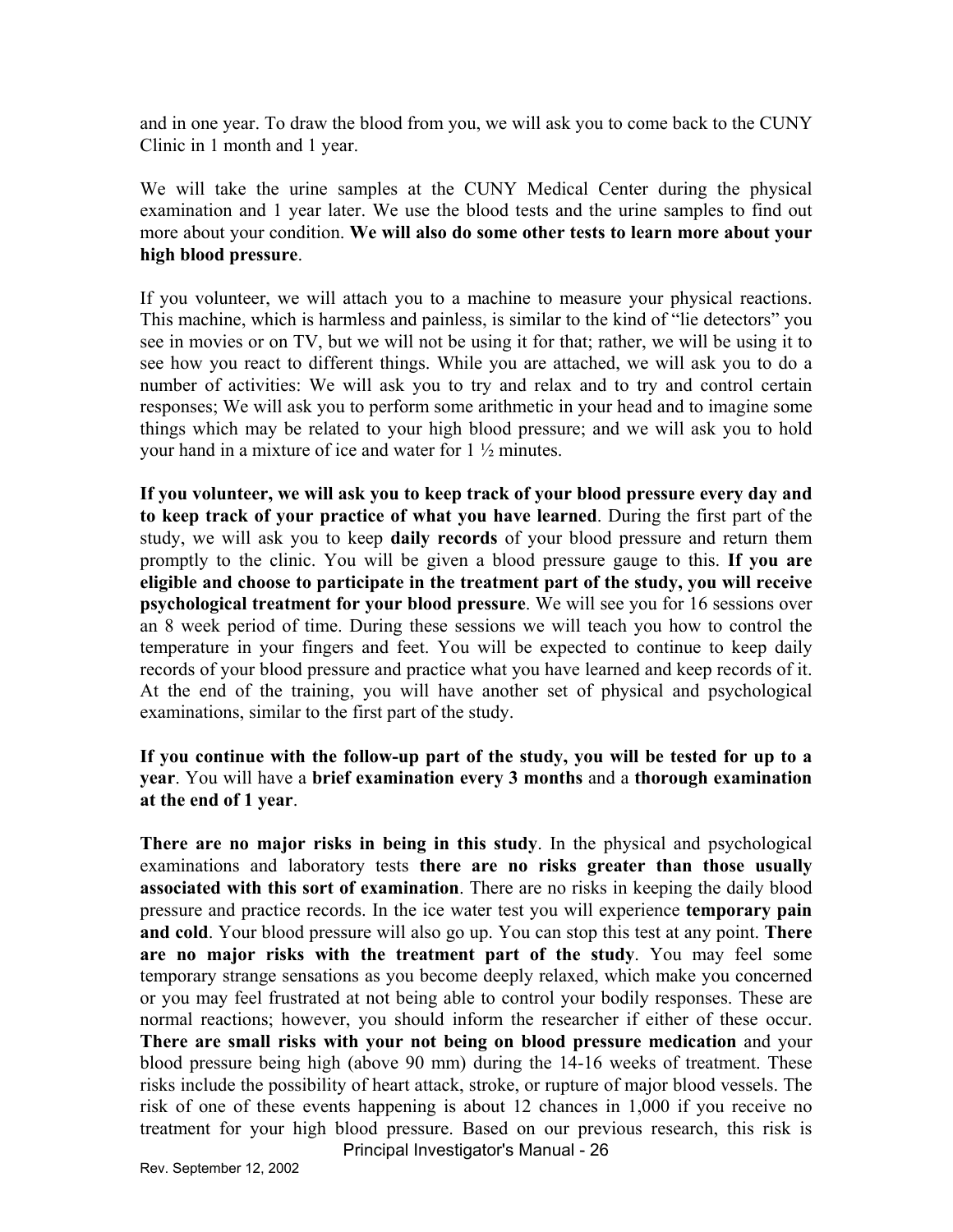and in one year. To draw the blood from you, we will ask you to come back to the CUNY Clinic in 1 month and 1 year.

We will take the urine samples at the CUNY Medical Center during the physical examination and 1 year later. We use the blood tests and the urine samples to find out more about your condition. **We will also do some other tests to learn more about your high blood pressure**.

If you volunteer, we will attach you to a machine to measure your physical reactions. This machine, which is harmless and painless, is similar to the kind of "lie detectors" you see in movies or on TV, but we will not be using it for that; rather, we will be using it to see how you react to different things. While you are attached, we will ask you to do a number of activities: We will ask you to try and relax and to try and control certain responses; We will ask you to perform some arithmetic in your head and to imagine some things which may be related to your high blood pressure; and we will ask you to hold your hand in a mixture of ice and water for 1 ½ minutes.

**If you volunteer, we will ask you to keep track of your blood pressure every day and to keep track of your practice of what you have learned**. During the first part of the study, we will ask you to keep **daily records** of your blood pressure and return them promptly to the clinic. You will be given a blood pressure gauge to this. **If you are eligible and choose to participate in the treatment part of the study, you will receive psychological treatment for your blood pressure**. We will see you for 16 sessions over an 8 week period of time. During these sessions we will teach you how to control the temperature in your fingers and feet. You will be expected to continue to keep daily records of your blood pressure and practice what you have learned and keep records of it. At the end of the training, you will have another set of physical and psychological examinations, similar to the first part of the study.

**If you continue with the follow-up part of the study, you will be tested for up to a year**. You will have a **brief examination every 3 months** and a **thorough examination at the end of 1 year**.

**There are no major risks in being in this study**. In the physical and psychological examinations and laboratory tests **there are no risks greater than those usually associated with this sort of examination**. There are no risks in keeping the daily blood pressure and practice records. In the ice water test you will experience **temporary pain and cold**. Your blood pressure will also go up. You can stop this test at any point. **There are no major risks with the treatment part of the study**. You may feel some temporary strange sensations as you become deeply relaxed, which make you concerned or you may feel frustrated at not being able to control your bodily responses. These are normal reactions; however, you should inform the researcher if either of these occur. **There are small risks with your not being on blood pressure medication** and your blood pressure being high (above 90 mm) during the 14-16 weeks of treatment. These risks include the possibility of heart attack, stroke, or rupture of major blood vessels. The risk of one of these events happening is about 12 chances in 1,000 if you receive no treatment for your high blood pressure. Based on our previous research, this risk is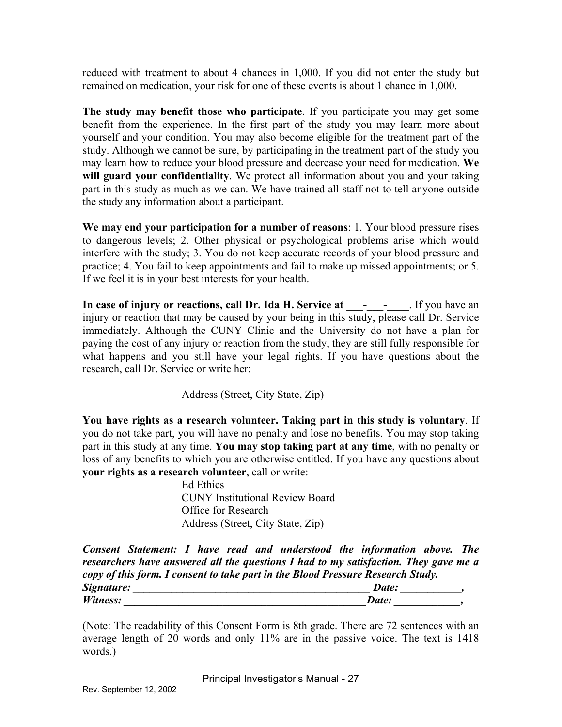reduced with treatment to about 4 chances in 1,000. If you did not enter the study but remained on medication, your risk for one of these events is about 1 chance in 1,000.

**The study may benefit those who participate**. If you participate you may get some benefit from the experience. In the first part of the study you may learn more about yourself and your condition. You may also become eligible for the treatment part of the study. Although we cannot be sure, by participating in the treatment part of the study you may learn how to reduce your blood pressure and decrease your need for medication. **We will guard your confidentiality**. We protect all information about you and your taking part in this study as much as we can. We have trained all staff not to tell anyone outside the study any information about a participant.

**We may end your participation for a number of reasons**: 1. Your blood pressure rises to dangerous levels; 2. Other physical or psychological problems arise which would interfere with the study; 3. You do not keep accurate records of your blood pressure and practice; 4. You fail to keep appointments and fail to make up missed appointments; or 5. If we feel it is in your best interests for your health.

**In case of injury or reactions, call Dr. Ida H. Service at ___-___-____**. If you have an injury or reaction that may be caused by your being in this study, please call Dr. Service immediately. Although the CUNY Clinic and the University do not have a plan for paying the cost of any injury or reaction from the study, they are still fully responsible for what happens and you still have your legal rights. If you have questions about the research, call Dr. Service or write her:

Address (Street, City State, Zip)

**You have rights as a research volunteer. Taking part in this study is voluntary**. If you do not take part, you will have no penalty and lose no benefits. You may stop taking part in this study at any time. **You may stop taking part at any time**, with no penalty or loss of any benefits to which you are otherwise entitled. If you have any questions about **your rights as a research volunteer**, call or write:

Ed Ethics
CUNY Institutional Review Board
Office for Research
Address (Street, City State, Zip)

***Consent Statement: I have read and understood the information above. The researchers have answered all the questions I had to my satisfaction. They gave me a copy of this form. I consent to take part in the Blood Pressure Research Study.***

***Signature: _____________________________________________ Date: ___________,***
***Witness: ______________________________________________ Date: ____________,***

(Note: The readability of this Consent Form is 8th grade. There are 72 sentences with an average length of 20 words and only 11% are in the passive voice. The text is 1418 words.)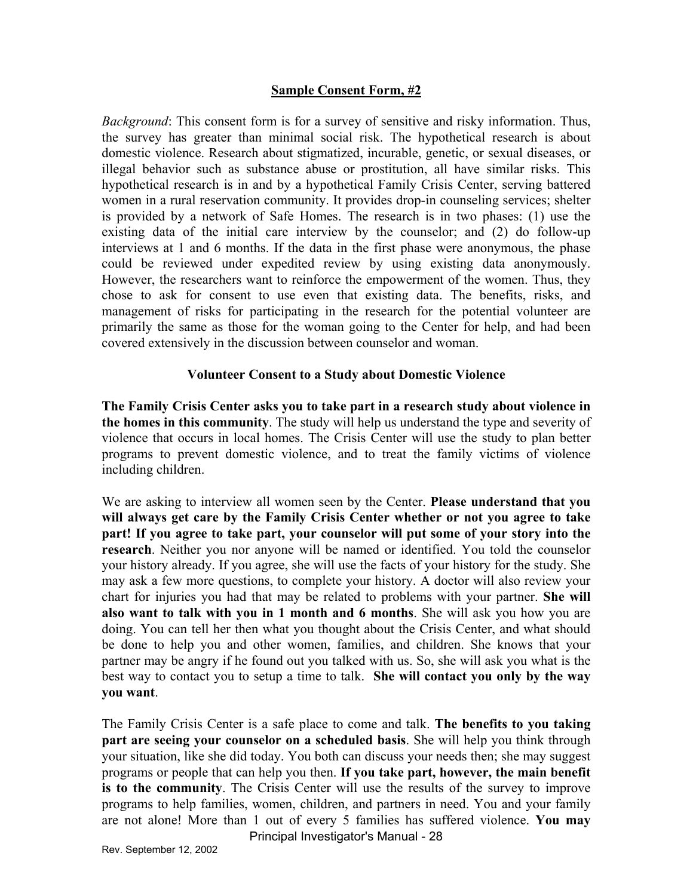## **Sample Consent Form, #2**

*Background*: This consent form is for a survey of sensitive and risky information. Thus, the survey has greater than minimal social risk. The hypothetical research is about domestic violence. Research about stigmatized, incurable, genetic, or sexual diseases, or illegal behavior such as substance abuse or prostitution, all have similar risks. This hypothetical research is in and by a hypothetical Family Crisis Center, serving battered women in a rural reservation community. It provides drop-in counseling services; shelter is provided by a network of Safe Homes. The research is in two phases: (1) use the existing data of the initial care interview by the counselor; and (2) do follow-up interviews at 1 and 6 months. If the data in the first phase were anonymous, the phase could be reviewed under expedited review by using existing data anonymously. However, the researchers want to reinforce the empowerment of the women. Thus, they chose to ask for consent to use even that existing data. The benefits, risks, and management of risks for participating in the research for the potential volunteer are primarily the same as those for the woman going to the Center for help, and had been covered extensively in the discussion between counselor and woman.

### **Volunteer Consent to a Study about Domestic Violence**

**The Family Crisis Center asks you to take part in a research study about violence in the homes in this community**. The study will help us understand the type and severity of violence that occurs in local homes. The Crisis Center will use the study to plan better programs to prevent domestic violence, and to treat the family victims of violence including children.

We are asking to interview all women seen by the Center. **Please understand that you will always get care by the Family Crisis Center whether or not you agree to take part! If you agree to take part, your counselor will put some of your story into the research**. Neither you nor anyone will be named or identified. You told the counselor your history already. If you agree, she will use the facts of your history for the study. She may ask a few more questions, to complete your history. A doctor will also review your chart for injuries you had that may be related to problems with your partner. **She will also want to talk with you in 1 month and 6 months**. She will ask you how you are doing. You can tell her then what you thought about the Crisis Center, and what should be done to help you and other women, families, and children. She knows that your partner may be angry if he found out you talked with us. So, she will ask you what is the best way to contact you to setup a time to talk. **She will contact you only by the way you want**.

The Family Crisis Center is a safe place to come and talk. **The benefits to you taking part are seeing your counselor on a scheduled basis**. She will help you think through your situation, like she did today. You both can discuss your needs then; she may suggest programs or people that can help you then. **If you take part, however, the main benefit is to the community**. The Crisis Center will use the results of the survey to improve programs to help families, women, children, and partners in need. You and your family are not alone! More than 1 out of every 5 families has suffered violence. **You may**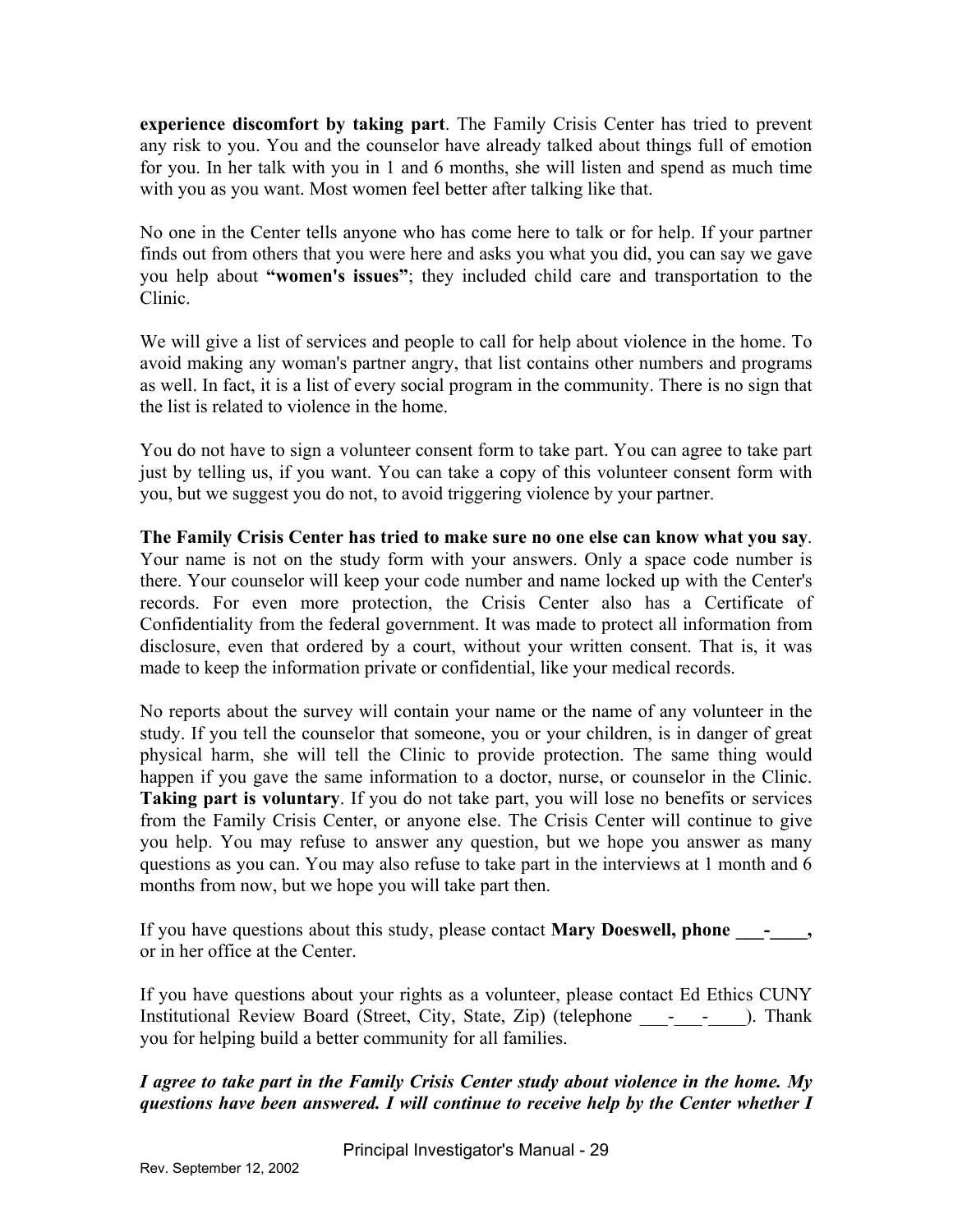**experience discomfort by taking part**. The Family Crisis Center has tried to prevent any risk to you. You and the counselor have already talked about things full of emotion for you. In her talk with you in 1 and 6 months, she will listen and spend as much time with you as you want. Most women feel better after talking like that.

No one in the Center tells anyone who has come here to talk or for help. If your partner finds out from others that you were here and asks you what you did, you can say we gave you help about **"women's issues"**; they included child care and transportation to the Clinic.

We will give a list of services and people to call for help about violence in the home. To avoid making any woman's partner angry, that list contains other numbers and programs as well. In fact, it is a list of every social program in the community. There is no sign that the list is related to violence in the home.

You do not have to sign a volunteer consent form to take part. You can agree to take part just by telling us, if you want. You can take a copy of this volunteer consent form with you, but we suggest you do not, to avoid triggering violence by your partner.

**The Family Crisis Center has tried to make sure no one else can know what you say**. Your name is not on the study form with your answers. Only a space code number is there. Your counselor will keep your code number and name locked up with the Center's records. For even more protection, the Crisis Center also has a Certificate of Confidentiality from the federal government. It was made to protect all information from disclosure, even that ordered by a court, without your written consent. That is, it was made to keep the information private or confidential, like your medical records.

No reports about the survey will contain your name or the name of any volunteer in the study. If you tell the counselor that someone, you or your children, is in danger of great physical harm, she will tell the Clinic to provide protection. The same thing would happen if you gave the same information to a doctor, nurse, or counselor in the Clinic. **Taking part is voluntary**. If you do not take part, you will lose no benefits or services from the Family Crisis Center, or anyone else. The Crisis Center will continue to give you help. You may refuse to answer any question, but we hope you answer as many questions as you can. You may also refuse to take part in the interviews at 1 month and 6 months from now, but we hope you will take part then.

If you have questions about this study, please contact **Mary Doeswell, phone ___-____,** or in her office at the Center.

If you have questions about your rights as a volunteer, please contact Ed Ethics CUNY Institutional Review Board (Street, City, State, Zip) (telephone ___-___-____). Thank you for helping build a better community for all families.

***I agree to take part in the Family Crisis Center study about violence in the home. My questions have been answered. I will continue to receive help by the Center whether I***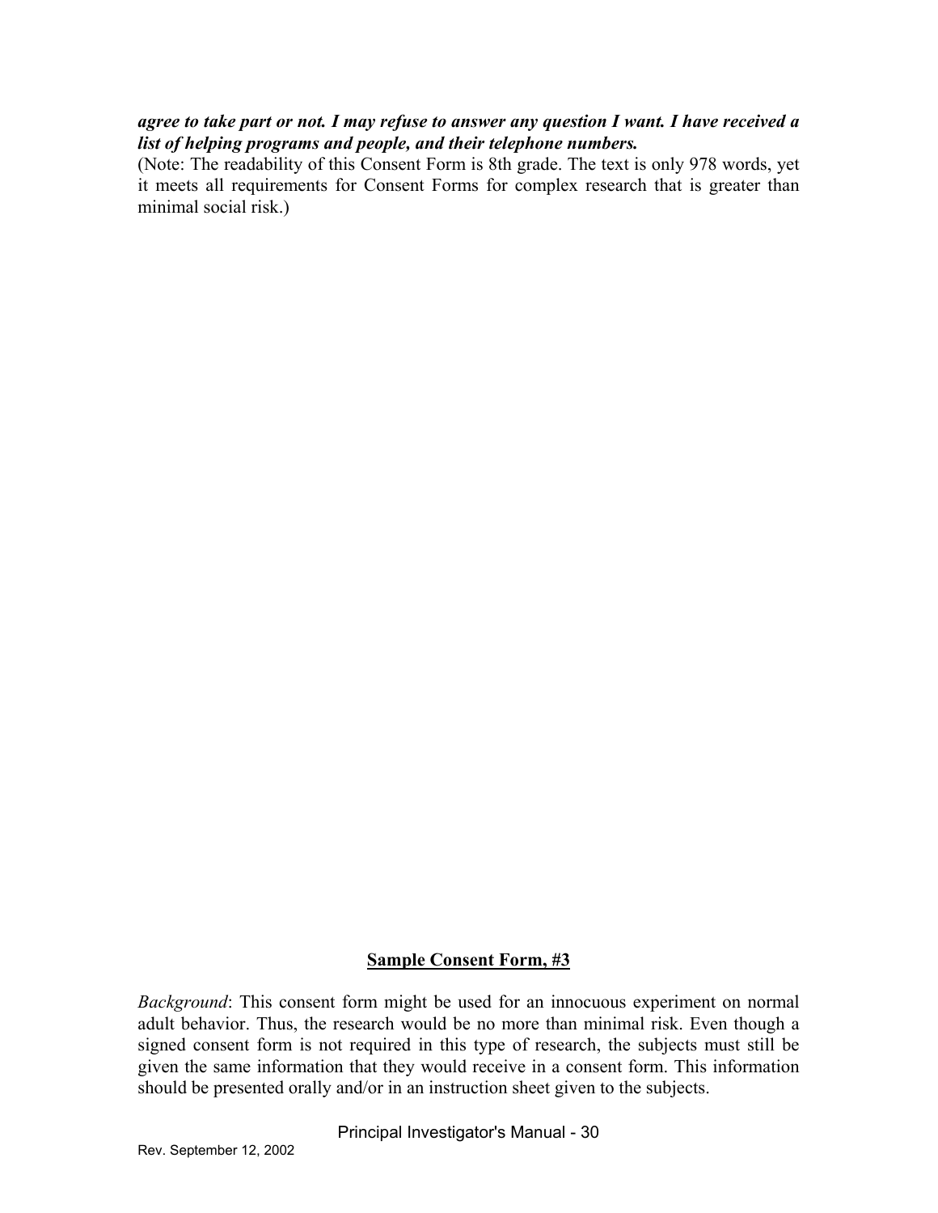***agree to take part or not. I may refuse to answer any question I want. I have received a list of helping programs and people, and their telephone numbers.***

(Note: The readability of this Consent Form is 8th grade. The text is only 978 words, yet it meets all requirements for Consent Forms for complex research that is greater than minimal social risk.)

## **Sample Consent Form, #3**

*Background*: This consent form might be used for an innocuous experiment on normal adult behavior. Thus, the research would be no more than minimal risk. Even though a signed consent form is not required in this type of research, the subjects must still be given the same information that they would receive in a consent form. This information should be presented orally and/or in an instruction sheet given to the subjects.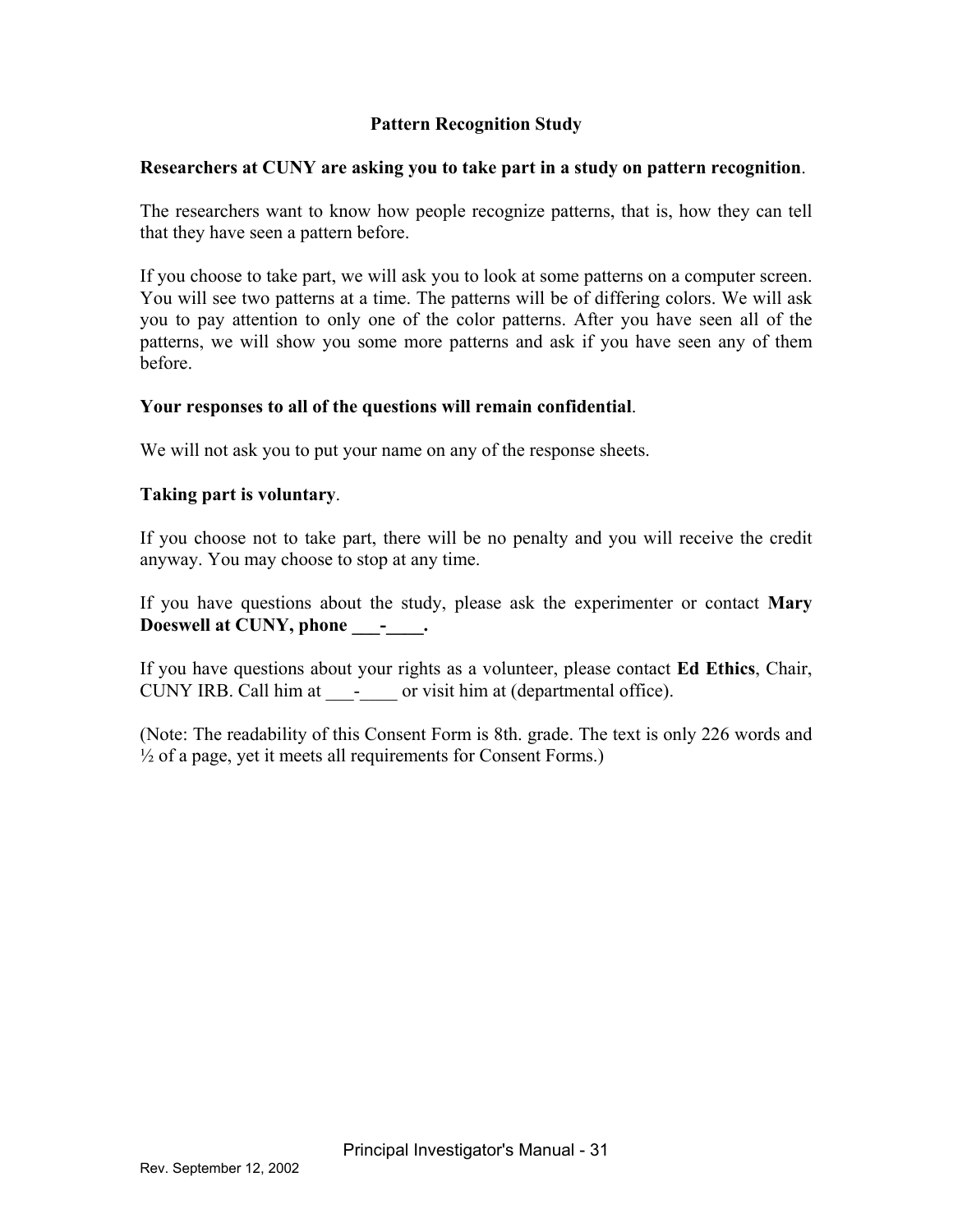## Pattern Recognition Study

**Researchers at CUNY are asking you to take part in a study on pattern recognition**.

The researchers want to know how people recognize patterns, that is, how they can tell that they have seen a pattern before.

If you choose to take part, we will ask you to look at some patterns on a computer screen. You will see two patterns at a time. The patterns will be of differing colors. We will ask you to pay attention to only one of the color patterns. After you have seen all of the patterns, we will show you some more patterns and ask if you have seen any of them before.

**Your responses to all of the questions will remain confidential**.

We will not ask you to put your name on any of the response sheets.

**Taking part is voluntary**.

If you choose not to take part, there will be no penalty and you will receive the credit anyway. You may choose to stop at any time.

If you have questions about the study, please ask the experimenter or contact **Mary Doeswell at CUNY, phone ___-____.**

If you have questions about your rights as a volunteer, please contact **Ed Ethics**, Chair, CUNY IRB. Call him at ___-____ or visit him at (departmental office).

(Note: The readability of this Consent Form is 8th. grade. The text is only 226 words and ½ of a page, yet it meets all requirements for Consent Forms.)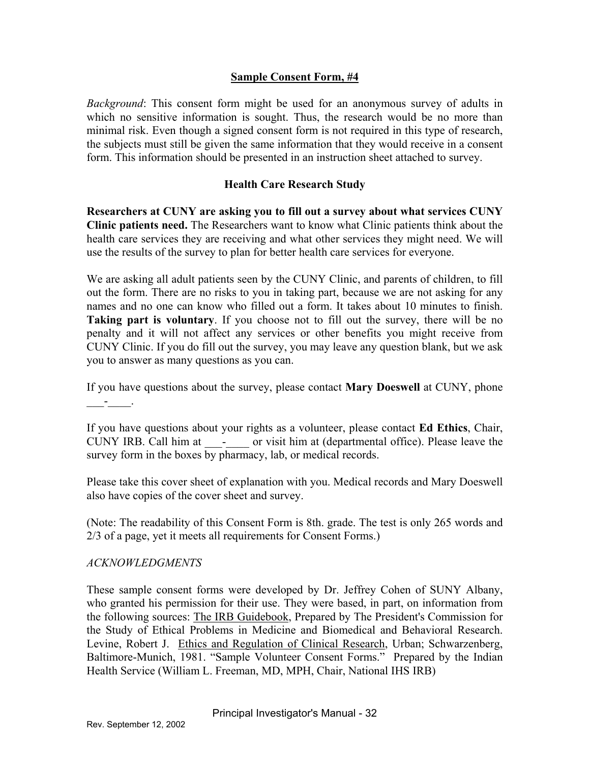## Sample Consent Form, #4

*Background*: This consent form might be used for an anonymous survey of adults in which no sensitive information is sought. Thus, the research would be no more than minimal risk. Even though a signed consent form is not required in this type of research, the subjects must still be given the same information that they would receive in a consent form. This information should be presented in an instruction sheet attached to survey.

### Health Care Research Study

**Researchers at CUNY are asking you to fill out a survey about what services CUNY Clinic patients need.** The Researchers want to know what Clinic patients think about the health care services they are receiving and what other services they might need. We will use the results of the survey to plan for better health care services for everyone.

We are asking all adult patients seen by the CUNY Clinic, and parents of children, to fill out the form. There are no risks to you in taking part, because we are not asking for any names and no one can know who filled out a form. It takes about 10 minutes to finish. **Taking part is voluntary**. If you choose not to fill out the survey, there will be no penalty and it will not affect any services or other benefits you might receive from CUNY Clinic. If you do fill out the survey, you may leave any question blank, but we ask you to answer as many questions as you can.

If you have questions about the survey, please contact **Mary Doeswell** at CUNY, phone ___-____.

If you have questions about your rights as a volunteer, please contact **Ed Ethics**, Chair, CUNY IRB. Call him at ___-____ or visit him at (departmental office). Please leave the survey form in the boxes by pharmacy, lab, or medical records.

Please take this cover sheet of explanation with you. Medical records and Mary Doeswell also have copies of the cover sheet and survey.

(Note: The readability of this Consent Form is 8th. grade. The test is only 265 words and 2/3 of a page, yet it meets all requirements for Consent Forms.)

*ACKNOWLEDGMENTS*

These sample consent forms were developed by Dr. Jeffrey Cohen of SUNY Albany, who granted his permission for their use. They were based, in part, on information from the following sources: The IRB Guidebook, Prepared by The President's Commission for the Study of Ethical Problems in Medicine and Biomedical and Behavioral Research. Levine, Robert J. Ethics and Regulation of Clinical Research, Urban; Schwarzenberg, Baltimore-Munich, 1981. "Sample Volunteer Consent Forms." Prepared by the Indian Health Service (William L. Freeman, MD, MPH, Chair, National IHS IRB)